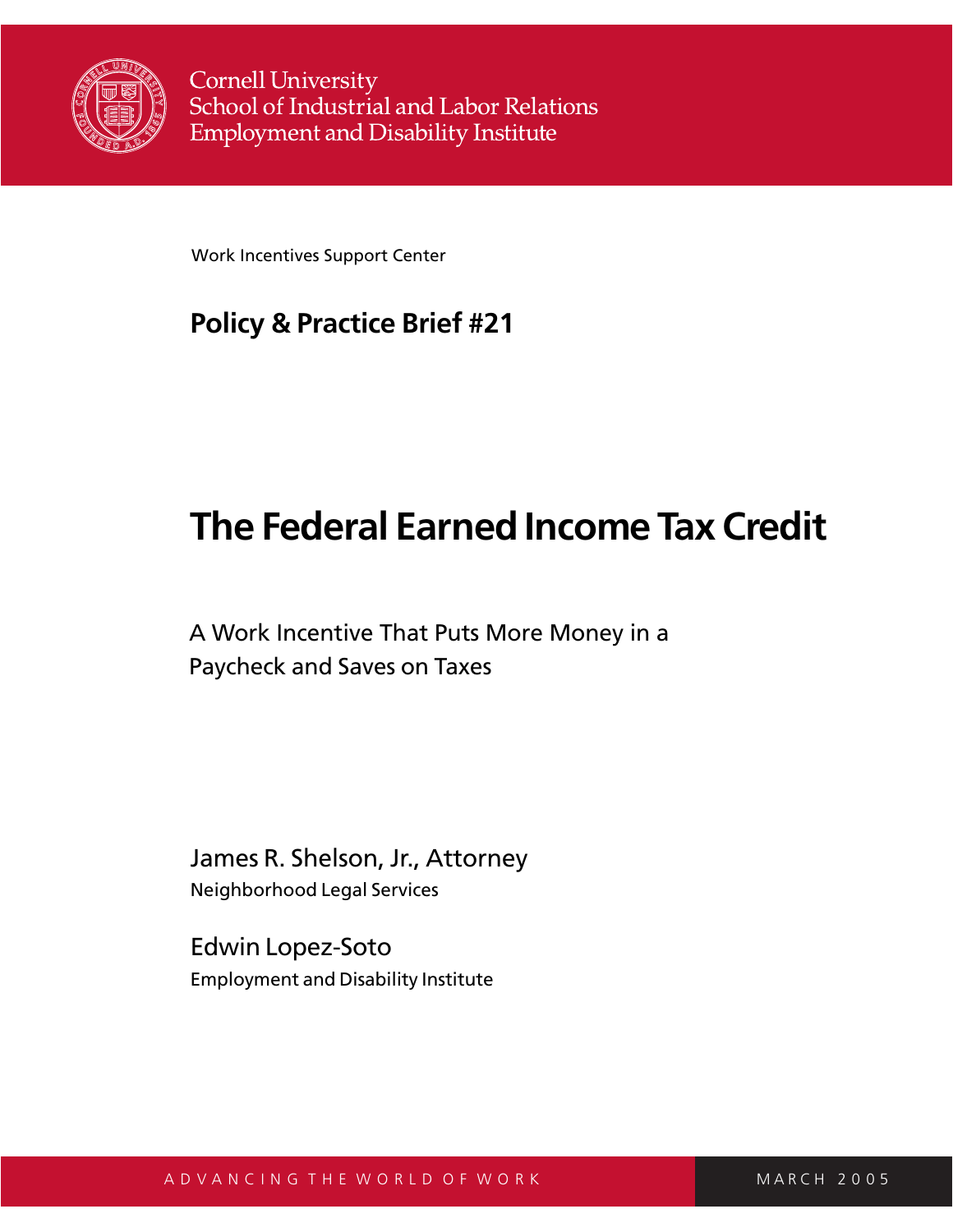Cornell University
School of Industrial and Labor Relations
Employment and Disability Institute

Work Incentives Support Center

**Policy & Practice Brief #21**

# The Federal Earned Income Tax Credit

A Work Incentive That Puts More Money in a Paycheck and Saves on Taxes

James R. Shelson, Jr., Attorney
Neighborhood Legal Services

Edwin Lopez-Soto
Employment and Disability Institute

ADVANCING THE WORLD OF WORK

MARCH 2005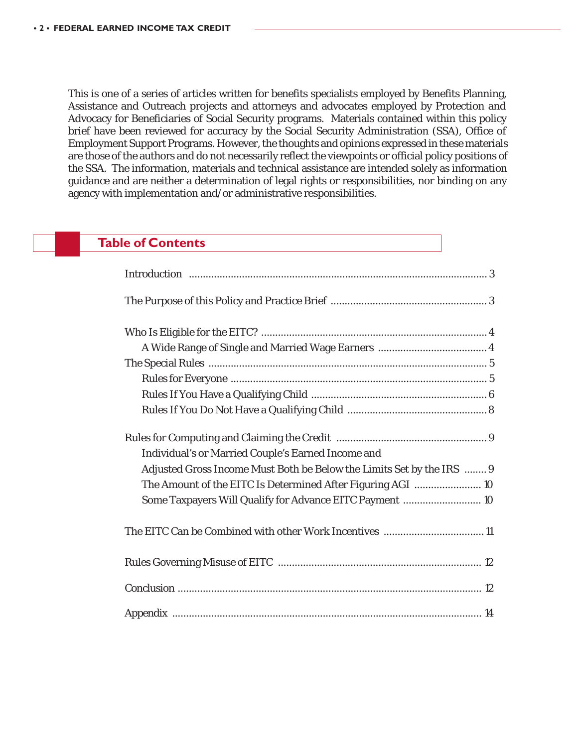This is one of a series of articles written for benefits specialists employed by Benefits Planning, Assistance and Outreach projects and attorneys and advocates employed by Protection and Advocacy for Beneficiaries of Social Security programs. Materials contained within this policy brief have been reviewed for accuracy by the Social Security Administration (SSA), Office of Employment Support Programs. However, the thoughts and opinions expressed in these materials are those of the authors and do not necessarily reflect the viewpoints or official policy positions of the SSA. The information, materials and technical assistance are intended solely as information guidance and are neither a determination of legal rights or responsibilities, nor binding on any agency with implementation and/or administrative responsibilities.

## Table of Contents

Introduction ........................................................................................................... 3

The Purpose of this Policy and Practice Brief ........................................................ 3

Who Is Eligible for the EITC? ................................................................................. 4

- A Wide Range of Single and Married Wage Earners ....................................... 4

The Special Rules .................................................................................................... 5

- Rules for Everyone ............................................................................................ 5
- Rules If You Have a Qualifying Child ................................................................ 6
- Rules If You Do Not Have a Qualifying Child .................................................. 8

Rules for Computing and Claiming the Credit ...................................................... 9

- Individual's or Married Couple's Earned Income and Adjusted Gross Income Must Both be Below the Limits Set by the IRS ........ 9
- The Amount of the EITC Is Determined After Figuring AGI ........................ 10
- Some Taxpayers Will Qualify for Advance EITC Payment ........................... 10

The EITC Can be Combined with other Work Incentives .................................... 11

Rules Governing Misuse of EITC ......................................................................... 12

Conclusion ............................................................................................................ 12

Appendix ............................................................................................................... 14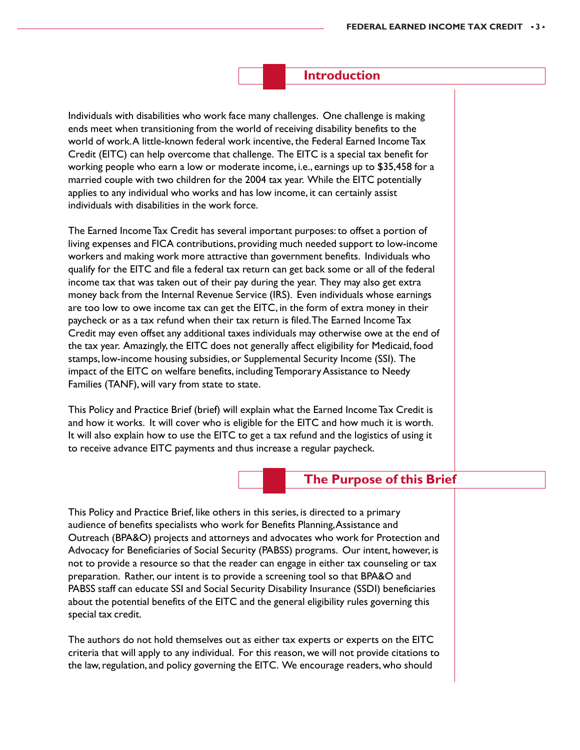## Introduction

Individuals with disabilities who work face many challenges. One challenge is making ends meet when transitioning from the world of receiving disability benefits to the world of work. A little-known federal work incentive, the Federal Earned Income Tax Credit (EITC) can help overcome that challenge. The EITC is a special tax benefit for working people who earn a low or moderate income, i.e., earnings up to $35,458 for a married couple with two children for the 2004 tax year. While the EITC potentially applies to any individual who works and has low income, it can certainly assist individuals with disabilities in the work force.

The Earned Income Tax Credit has several important purposes: to offset a portion of living expenses and FICA contributions, providing much needed support to low-income workers and making work more attractive than government benefits. Individuals who qualify for the EITC and file a federal tax return can get back some or all of the federal income tax that was taken out of their pay during the year. They may also get extra money back from the Internal Revenue Service (IRS). Even individuals whose earnings are too low to owe income tax can get the EITC, in the form of extra money in their paycheck or as a tax refund when their tax return is filed. The Earned Income Tax Credit may even offset any additional taxes individuals may otherwise owe at the end of the tax year. Amazingly, the EITC does not generally affect eligibility for Medicaid, food stamps, low-income housing subsidies, or Supplemental Security Income (SSI). The impact of the EITC on welfare benefits, including Temporary Assistance to Needy Families (TANF), will vary from state to state.

This Policy and Practice Brief (brief) will explain what the Earned Income Tax Credit is and how it works. It will cover who is eligible for the EITC and how much it is worth. It will also explain how to use the EITC to get a tax refund and the logistics of using it to receive advance EITC payments and thus increase a regular paycheck.

## The Purpose of this Brief

This Policy and Practice Brief, like others in this series, is directed to a primary audience of benefits specialists who work for Benefits Planning, Assistance and Outreach (BPA&O) projects and attorneys and advocates who work for Protection and Advocacy for Beneficiaries of Social Security (PABSS) programs. Our intent, however, is not to provide a resource so that the reader can engage in either tax counseling or tax preparation. Rather, our intent is to provide a screening tool so that BPA&O and PABSS staff can educate SSI and Social Security Disability Insurance (SSDI) beneficiaries about the potential benefits of the EITC and the general eligibility rules governing this special tax credit.

The authors do not hold themselves out as either tax experts or experts on the EITC criteria that will apply to any individual. For this reason, we will not provide citations to the law, regulation, and policy governing the EITC. We encourage readers, who should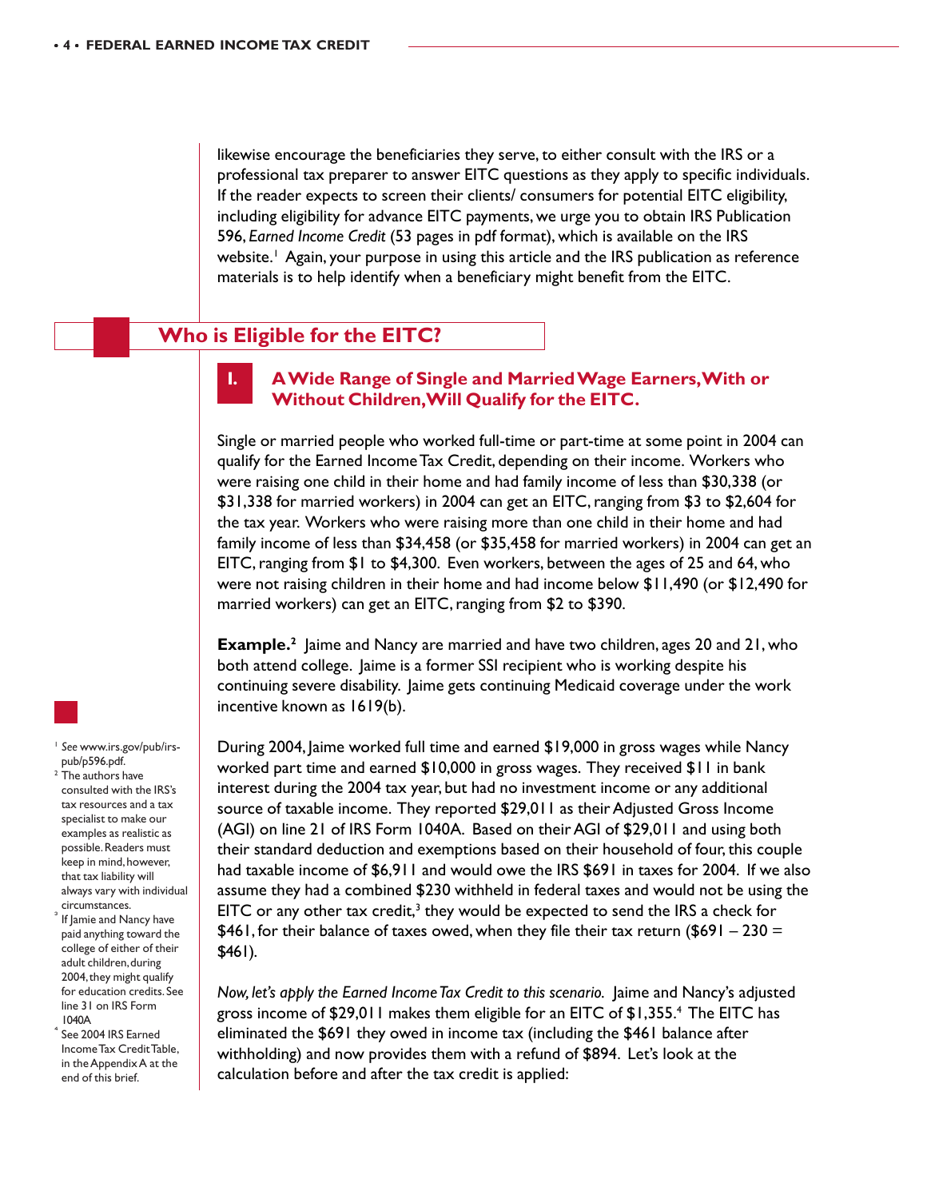likewise encourage the beneficiaries they serve, to either consult with the IRS or a professional tax preparer to answer EITC questions as they apply to specific individuals. If the reader expects to screen their clients/ consumers for potential EITC eligibility, including eligibility for advance EITC payments, we urge you to obtain IRS Publication 596, *Earned Income Credit* (53 pages in pdf format), which is available on the IRS website.[1] Again, your purpose in using this article and the IRS publication as reference materials is to help identify when a beneficiary might benefit from the EITC.

## Who is Eligible for the EITC?

### I. A Wide Range of Single and Married Wage Earners, With or Without Children, Will Qualify for the EITC.

Single or married people who worked full-time or part-time at some point in 2004 can qualify for the Earned Income Tax Credit, depending on their income. Workers who were raising one child in their home and had family income of less than $30,338 (or $31,338 for married workers) in 2004 can get an EITC, ranging from $3 to $2,604 for the tax year. Workers who were raising more than one child in their home and had family income of less than $34,458 (or $35,458 for married workers) in 2004 can get an EITC, ranging from $1 to $4,300. Even workers, between the ages of 25 and 64, who were not raising children in their home and had income below $11,490 (or $12,490 for married workers) can get an EITC, ranging from $2 to $390.

**Example.[2]** Jaime and Nancy are married and have two children, ages 20 and 21, who both attend college. Jaime is a former SSI recipient who is working despite his continuing severe disability. Jaime gets continuing Medicaid coverage under the work incentive known as 1619(b).

During 2004, Jaime worked full time and earned $19,000 in gross wages while Nancy worked part time and earned $10,000 in gross wages. They received $11 in bank interest during the 2004 tax year, but had no investment income or any additional source of taxable income. They reported $29,011 as their Adjusted Gross Income (AGI) on line 21 of IRS Form 1040A. Based on their AGI of $29,011 and using both their standard deduction and exemptions based on their household of four, this couple had taxable income of $6,911 and would owe the IRS $691 in taxes for 2004. If we also assume they had a combined $230 withheld in federal taxes and would not be using the EITC or any other tax credit,[3] they would be expected to send the IRS a check for $461, for their balance of taxes owed, when they file their tax return ($691 – 230 = $461).

*Now, let's apply the Earned Income Tax Credit to this scenario.* Jaime and Nancy's adjusted gross income of $29,011 makes them eligible for an EITC of $1,355.[4] The EITC has eliminated the $691 they owed in income tax (including the $461 balance after withholding) and now provides them with a refund of $894. Let's look at the calculation before and after the tax credit is applied:

---

[1] *See* www.irs.gov/pub/irs-pub/p596.pdf.

[2] The authors have consulted with the IRS's tax resources and a tax specialist to make our examples as realistic as possible. Readers must keep in mind, however, that tax liability will always vary with individual circumstances.

[3] If Jamie and Nancy have paid anything toward the college of either of their adult children, during 2004, they might qualify for education credits. See line 31 on IRS Form 1040A

[4] See 2004 IRS Earned Income Tax Credit Table, in the Appendix A at the end of this brief.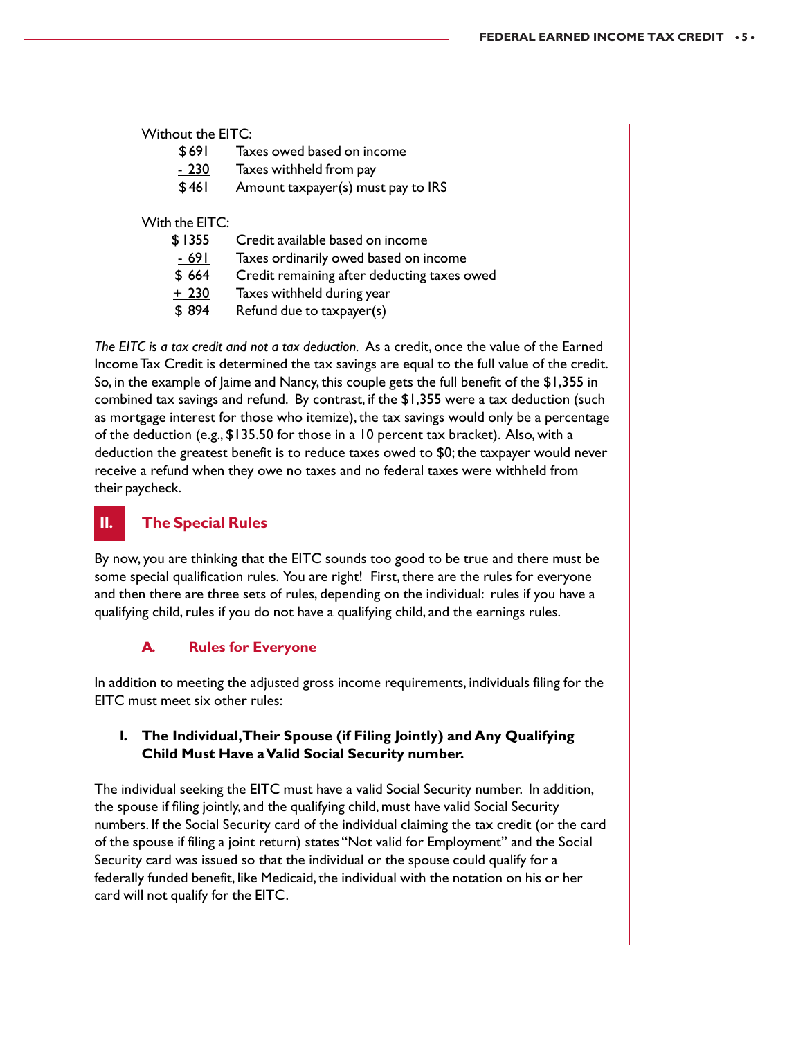Without the EITC:

| | |
|---|---|
| $691 | Taxes owed based on income |
| - 230 | Taxes withheld from pay |
| $461 | Amount taxpayer(s) must pay to IRS |

With the EITC:

| | |
|---|---|
| $1355 | Credit available based on income |
| - 691 | Taxes ordinarily owed based on income |
| $ 664 | Credit remaining after deducting taxes owed |
| + 230 | Taxes withheld during year |
| $ 894 | Refund due to taxpayer(s) |

*The EITC is a tax credit and not a tax deduction.* As a credit, once the value of the Earned Income Tax Credit is determined the tax savings are equal to the full value of the credit. So, in the example of Jaime and Nancy, this couple gets the full benefit of the $1,355 in combined tax savings and refund. By contrast, if the $1,355 were a tax deduction (such as mortgage interest for those who itemize), the tax savings would only be a percentage of the deduction (e.g., $135.50 for those in a 10 percent tax bracket). Also, with a deduction the greatest benefit is to reduce taxes owed to $0; the taxpayer would never receive a refund when they owe no taxes and no federal taxes were withheld from their paycheck.

## II. The Special Rules

By now, you are thinking that the EITC sounds too good to be true and there must be some special qualification rules. You are right! First, there are the rules for everyone and then there are three sets of rules, depending on the individual: rules if you have a qualifying child, rules if you do not have a qualifying child, and the earnings rules.

### A. Rules for Everyone

In addition to meeting the adjusted gross income requirements, individuals filing for the EITC must meet six other rules:

#### 1. The Individual, Their Spouse (if Filing Jointly) and Any Qualifying Child Must Have a Valid Social Security number.

The individual seeking the EITC must have a valid Social Security number. In addition, the spouse if filing jointly, and the qualifying child, must have valid Social Security numbers. If the Social Security card of the individual claiming the tax credit (or the card of the spouse if filing a joint return) states "Not valid for Employment" and the Social Security card was issued so that the individual or the spouse could qualify for a federally funded benefit, like Medicaid, the individual with the notation on his or her card will not qualify for the EITC.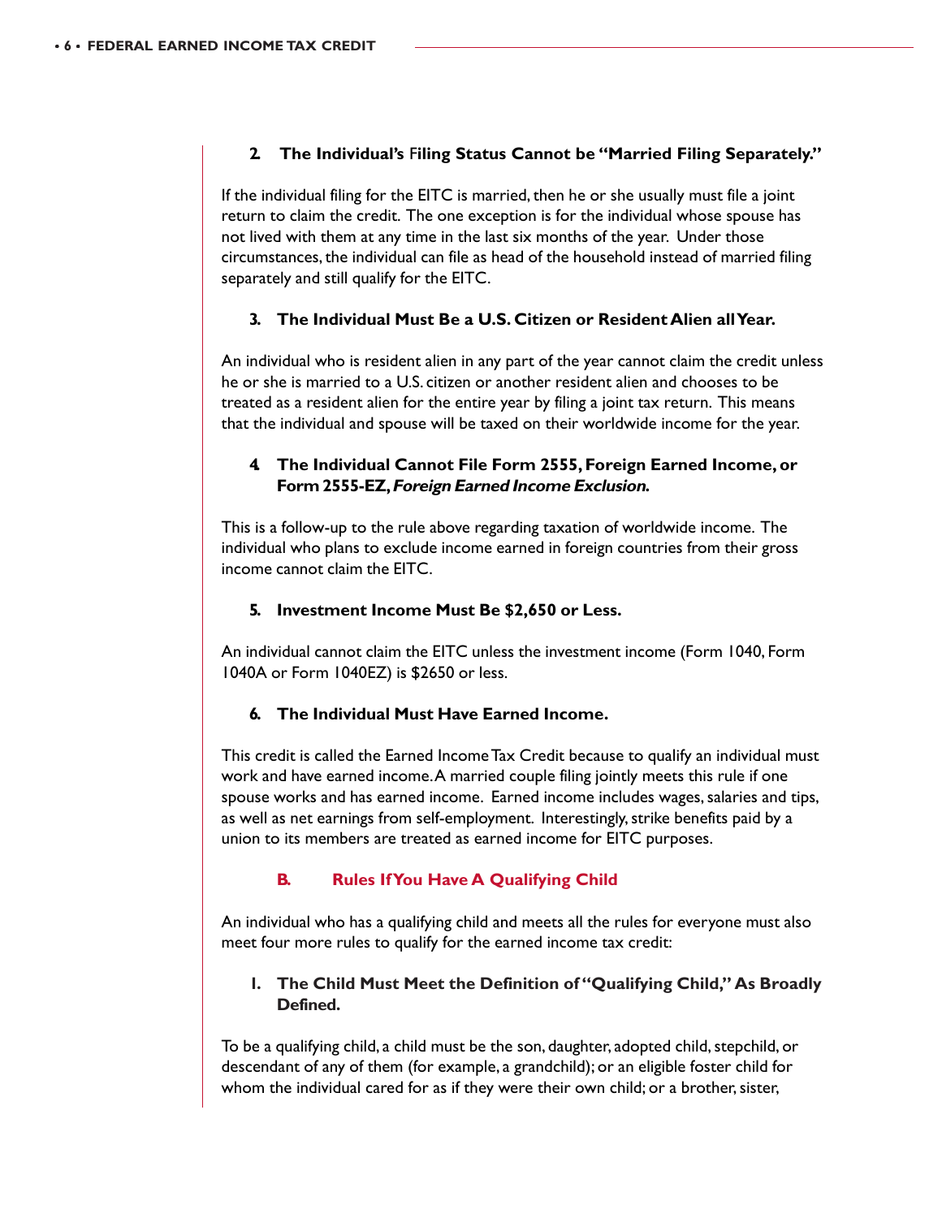#### 2. The Individual's Filing Status Cannot be "Married Filing Separately."

If the individual filing for the EITC is married, then he or she usually must file a joint return to claim the credit. The one exception is for the individual whose spouse has not lived with them at any time in the last six months of the year. Under those circumstances, the individual can file as head of the household instead of married filing separately and still qualify for the EITC.

#### 3. The Individual Must Be a U.S. Citizen or Resident Alien all Year.

An individual who is resident alien in any part of the year cannot claim the credit unless he or she is married to a U.S. citizen or another resident alien and chooses to be treated as a resident alien for the entire year by filing a joint tax return. This means that the individual and spouse will be taxed on their worldwide income for the year.

#### 4. The Individual Cannot File Form 2555, Foreign Earned Income, or Form 2555-EZ, *Foreign Earned Income Exclusion*.

This is a follow-up to the rule above regarding taxation of worldwide income. The individual who plans to exclude income earned in foreign countries from their gross income cannot claim the EITC.

#### 5. Investment Income Must Be $2,650 or Less.

An individual cannot claim the EITC unless the investment income (Form 1040, Form 1040A or Form 1040EZ) is $2650 or less.

#### 6. The Individual Must Have Earned Income.

This credit is called the Earned Income Tax Credit because to qualify an individual must work and have earned income. A married couple filing jointly meets this rule if one spouse works and has earned income. Earned income includes wages, salaries and tips, as well as net earnings from self-employment. Interestingly, strike benefits paid by a union to its members are treated as earned income for EITC purposes.

### B. Rules If You Have A Qualifying Child

An individual who has a qualifying child and meets all the rules for everyone must also meet four more rules to qualify for the earned income tax credit:

#### 1. The Child Must Meet the Definition of "Qualifying Child," As Broadly Defined.

To be a qualifying child, a child must be the son, daughter, adopted child, stepchild, or descendant of any of them (for example, a grandchild); or an eligible foster child for whom the individual cared for as if they were their own child; or a brother, sister,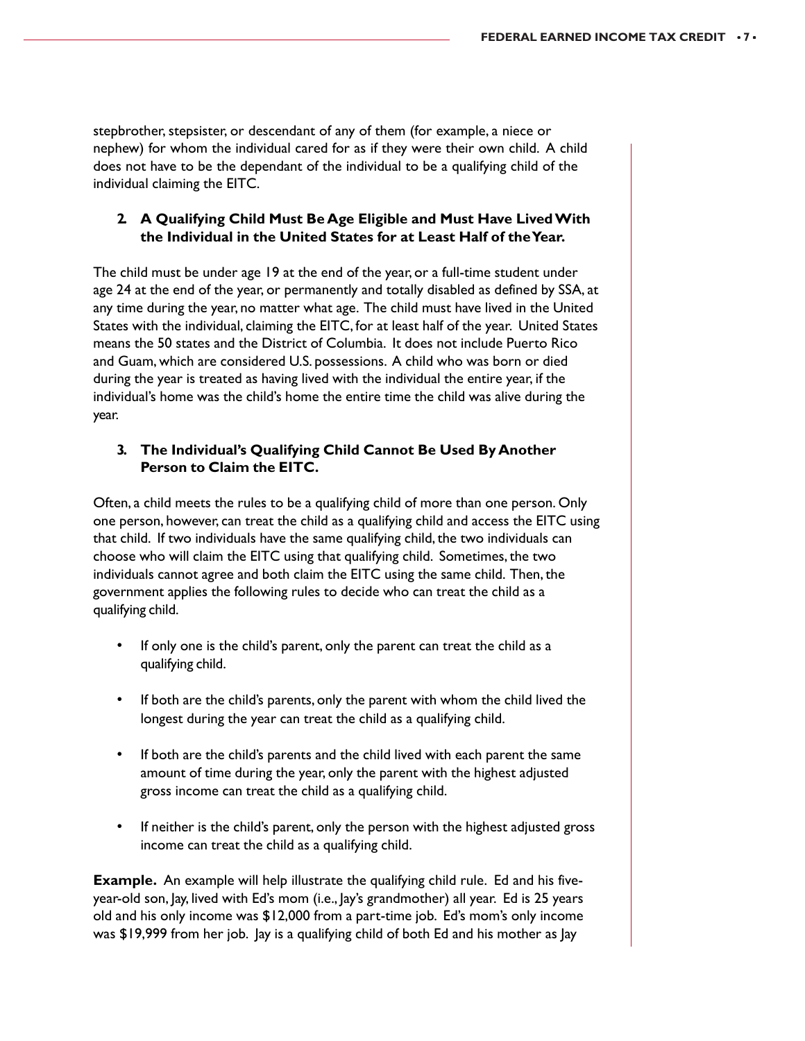stepbrother, stepsister, or descendant of any of them (for example, a niece or nephew) for whom the individual cared for as if they were their own child. A child does not have to be the dependant of the individual to be a qualifying child of the individual claiming the EITC.

### 2. A Qualifying Child Must Be Age Eligible and Must Have Lived With the Individual in the United States for at Least Half of the Year.

The child must be under age 19 at the end of the year, or a full-time student under age 24 at the end of the year, or permanently and totally disabled as defined by SSA, at any time during the year, no matter what age. The child must have lived in the United States with the individual, claiming the EITC, for at least half of the year. United States means the 50 states and the District of Columbia. It does not include Puerto Rico and Guam, which are considered U.S. possessions. A child who was born or died during the year is treated as having lived with the individual the entire year, if the individual's home was the child's home the entire time the child was alive during the year.

### 3. The Individual's Qualifying Child Cannot Be Used By Another Person to Claim the EITC.

Often, a child meets the rules to be a qualifying child of more than one person. Only one person, however, can treat the child as a qualifying child and access the EITC using that child. If two individuals have the same qualifying child, the two individuals can choose who will claim the EITC using that qualifying child. Sometimes, the two individuals cannot agree and both claim the EITC using the same child. Then, the government applies the following rules to decide who can treat the child as a qualifying child.

- If only one is the child's parent, only the parent can treat the child as a qualifying child.
- If both are the child's parents, only the parent with whom the child lived the longest during the year can treat the child as a qualifying child.
- If both are the child's parents and the child lived with each parent the same amount of time during the year, only the parent with the highest adjusted gross income can treat the child as a qualifying child.
- If neither is the child's parent, only the person with the highest adjusted gross income can treat the child as a qualifying child.

**Example.** An example will help illustrate the qualifying child rule. Ed and his five-year-old son, Jay, lived with Ed's mom (i.e., Jay's grandmother) all year. Ed is 25 years old and his only income was $12,000 from a part-time job. Ed's mom's only income was $19,999 from her job. Jay is a qualifying child of both Ed and his mother as Jay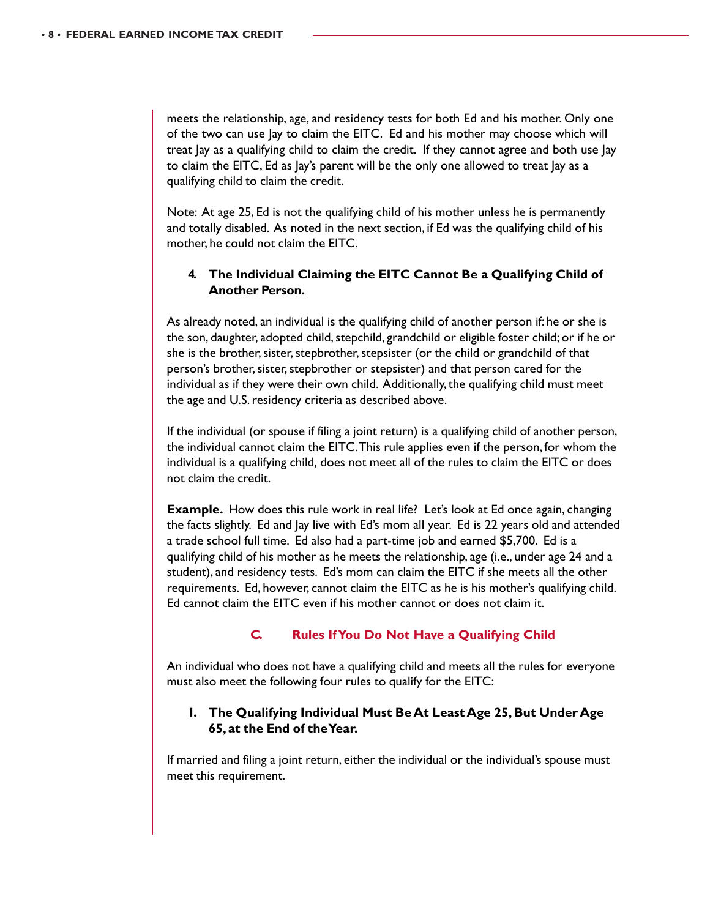meets the relationship, age, and residency tests for both Ed and his mother. Only one of the two can use Jay to claim the EITC. Ed and his mother may choose which will treat Jay as a qualifying child to claim the credit. If they cannot agree and both use Jay to claim the EITC, Ed as Jay's parent will be the only one allowed to treat Jay as a qualifying child to claim the credit.

Note: At age 25, Ed is not the qualifying child of his mother unless he is permanently and totally disabled. As noted in the next section, if Ed was the qualifying child of his mother, he could not claim the EITC.

#### 4. The Individual Claiming the EITC Cannot Be a Qualifying Child of Another Person.

As already noted, an individual is the qualifying child of another person if: he or she is the son, daughter, adopted child, stepchild, grandchild or eligible foster child; or if he or she is the brother, sister, stepbrother, stepsister (or the child or grandchild of that person's brother, sister, stepbrother or stepsister) and that person cared for the individual as if they were their own child. Additionally, the qualifying child must meet the age and U.S. residency criteria as described above.

If the individual (or spouse if filing a joint return) is a qualifying child of another person, the individual cannot claim the EITC. This rule applies even if the person, for whom the individual is a qualifying child, does not meet all of the rules to claim the EITC or does not claim the credit.

**Example.** How does this rule work in real life? Let's look at Ed once again, changing the facts slightly. Ed and Jay live with Ed's mom all year. Ed is 22 years old and attended a trade school full time. Ed also had a part-time job and earned $5,700. Ed is a qualifying child of his mother as he meets the relationship, age (i.e., under age 24 and a student), and residency tests. Ed's mom can claim the EITC if she meets all the other requirements. Ed, however, cannot claim the EITC as he is his mother's qualifying child. Ed cannot claim the EITC even if his mother cannot or does not claim it.

### C. Rules If You Do Not Have a Qualifying Child

An individual who does not have a qualifying child and meets all the rules for everyone must also meet the following four rules to qualify for the EITC:

#### 1. The Qualifying Individual Must Be At Least Age 25, But Under Age 65, at the End of the Year.

If married and filing a joint return, either the individual or the individual's spouse must meet this requirement.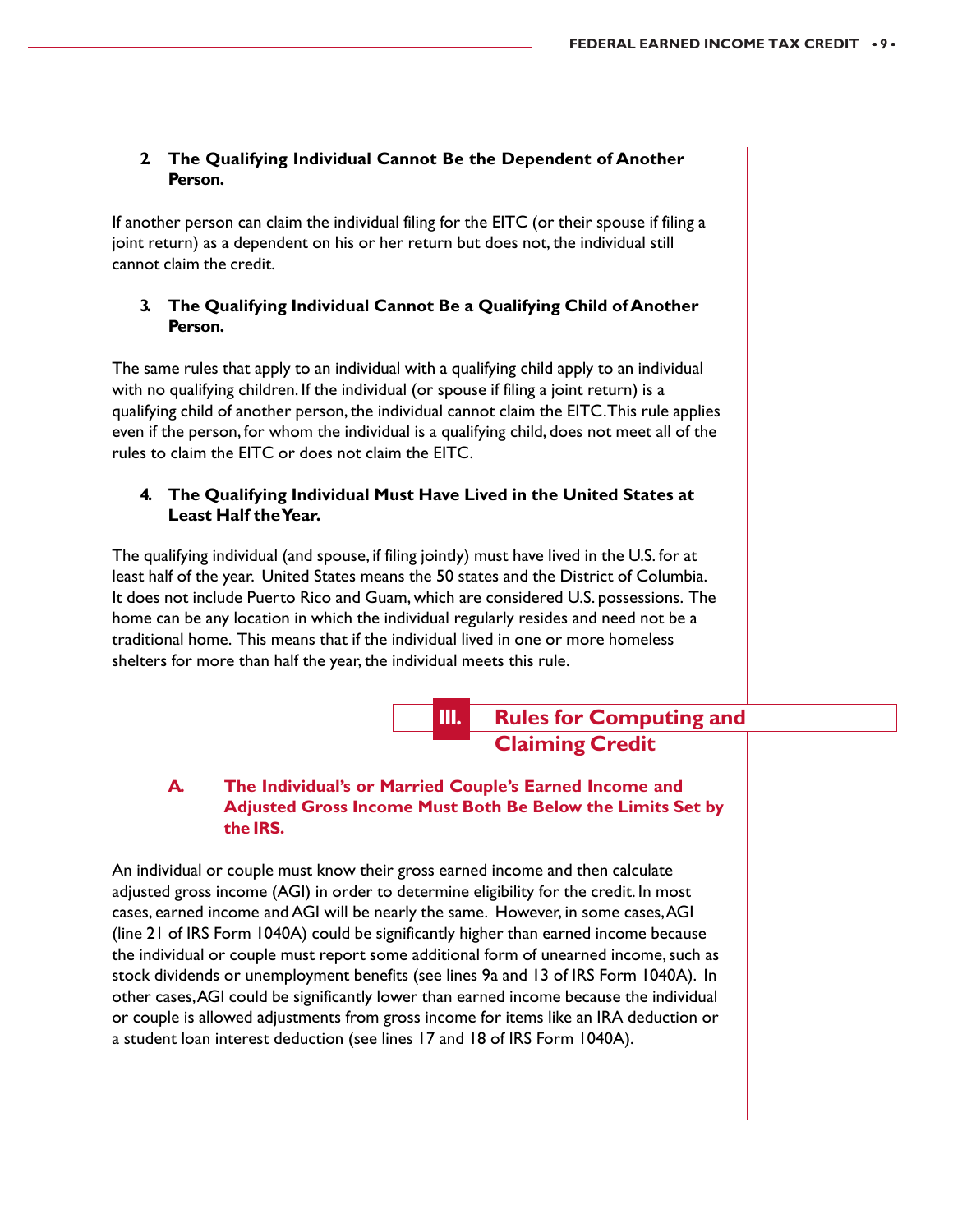### 2. The Qualifying Individual Cannot Be the Dependent of Another Person.

If another person can claim the individual filing for the EITC (or their spouse if filing a joint return) as a dependent on his or her return but does not, the individual still cannot claim the credit.

### 3. The Qualifying Individual Cannot Be a Qualifying Child of Another Person.

The same rules that apply to an individual with a qualifying child apply to an individual with no qualifying children. If the individual (or spouse if filing a joint return) is a qualifying child of another person, the individual cannot claim the EITC. This rule applies even if the person, for whom the individual is a qualifying child, does not meet all of the rules to claim the EITC or does not claim the EITC.

### 4. The Qualifying Individual Must Have Lived in the United States at Least Half the Year.

The qualifying individual (and spouse, if filing jointly) must have lived in the U.S. for at least half of the year. United States means the 50 states and the District of Columbia. It does not include Puerto Rico and Guam, which are considered U.S. possessions. The home can be any location in which the individual regularly resides and need not be a traditional home. This means that if the individual lived in one or more homeless shelters for more than half the year, the individual meets this rule.

# III. Rules for Computing and Claiming Credit

## A. The Individual's or Married Couple's Earned Income and Adjusted Gross Income Must Both Be Below the Limits Set by the IRS.

An individual or couple must know their gross earned income and then calculate adjusted gross income (AGI) in order to determine eligibility for the credit. In most cases, earned income and AGI will be nearly the same. However, in some cases, AGI (line 21 of IRS Form 1040A) could be significantly higher than earned income because the individual or couple must report some additional form of unearned income, such as stock dividends or unemployment benefits (see lines 9a and 13 of IRS Form 1040A). In other cases, AGI could be significantly lower than earned income because the individual or couple is allowed adjustments from gross income for items like an IRA deduction or a student loan interest deduction (see lines 17 and 18 of IRS Form 1040A).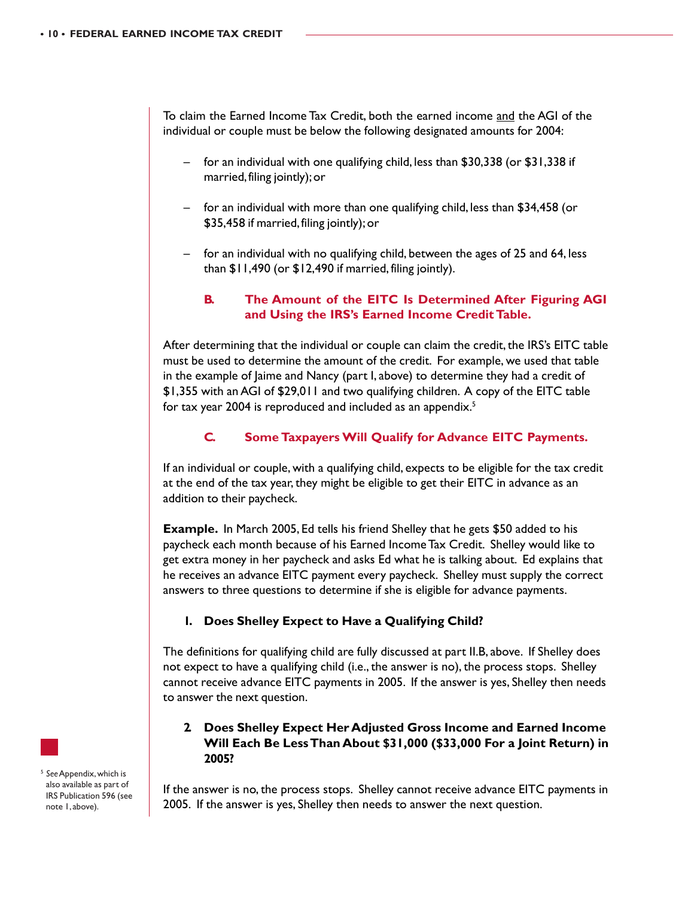To claim the Earned Income Tax Credit, both the earned income and the AGI of the individual or couple must be below the following designated amounts for 2004:

- for an individual with one qualifying child, less than $30,338 (or $31,338 if married, filing jointly); or
- for an individual with more than one qualifying child, less than $34,458 (or $35,458 if married, filing jointly); or
- for an individual with no qualifying child, between the ages of 25 and 64, less than $11,490 (or $12,490 if married, filing jointly).

### B. The Amount of the EITC Is Determined After Figuring AGI and Using the IRS's Earned Income Credit Table.

After determining that the individual or couple can claim the credit, the IRS's EITC table must be used to determine the amount of the credit. For example, we used that table in the example of Jaime and Nancy (part I, above) to determine they had a credit of $1,355 with an AGI of $29,011 and two qualifying children. A copy of the EITC table for tax year 2004 is reproduced and included as an appendix.[5]

### C. Some Taxpayers Will Qualify for Advance EITC Payments.

If an individual or couple, with a qualifying child, expects to be eligible for the tax credit at the end of the tax year, they might be eligible to get their EITC in advance as an addition to their paycheck.

**Example.** In March 2005, Ed tells his friend Shelley that he gets $50 added to his paycheck each month because of his Earned Income Tax Credit. Shelley would like to get extra money in her paycheck and asks Ed what he is talking about. Ed explains that he receives an advance EITC payment every paycheck. Shelley must supply the correct answers to three questions to determine if she is eligible for advance payments.

#### 1. Does Shelley Expect to Have a Qualifying Child?

The definitions for qualifying child are fully discussed at part II.B, above. If Shelley does not expect to have a qualifying child (i.e., the answer is no), the process stops. Shelley cannot receive advance EITC payments in 2005. If the answer is yes, Shelley then needs to answer the next question.

#### 2 Does Shelley Expect Her Adjusted Gross Income and Earned Income Will Each Be Less Than About $31,000 ($33,000 For a Joint Return) in 2005?

If the answer is no, the process stops. Shelley cannot receive advance EITC payments in 2005. If the answer is yes, Shelley then needs to answer the next question.

[5] *See* Appendix, which is also available as part of IRS Publication 596 (see note 1, above).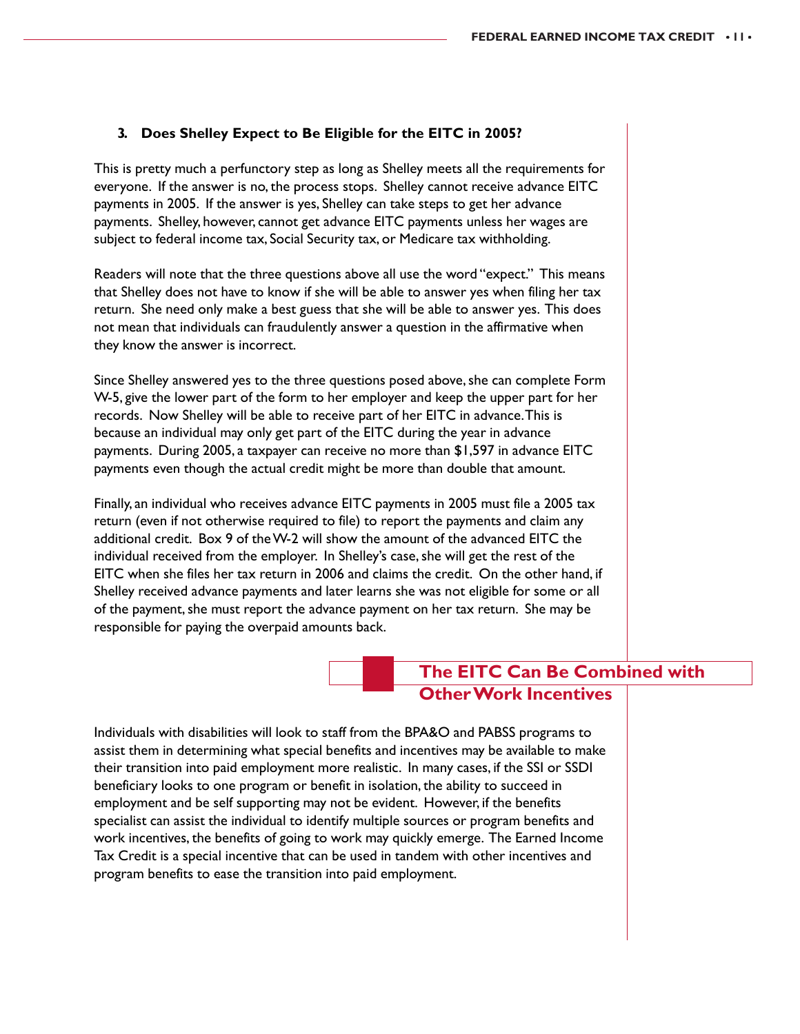### 3. Does Shelley Expect to Be Eligible for the EITC in 2005?

This is pretty much a perfunctory step as long as Shelley meets all the requirements for everyone. If the answer is no, the process stops. Shelley cannot receive advance EITC payments in 2005. If the answer is yes, Shelley can take steps to get her advance payments. Shelley, however, cannot get advance EITC payments unless her wages are subject to federal income tax, Social Security tax, or Medicare tax withholding.

Readers will note that the three questions above all use the word "expect." This means that Shelley does not have to know if she will be able to answer yes when filing her tax return. She need only make a best guess that she will be able to answer yes. This does not mean that individuals can fraudulently answer a question in the affirmative when they know the answer is incorrect.

Since Shelley answered yes to the three questions posed above, she can complete Form W-5, give the lower part of the form to her employer and keep the upper part for her records. Now Shelley will be able to receive part of her EITC in advance. This is because an individual may only get part of the EITC during the year in advance payments. During 2005, a taxpayer can receive no more than $1,597 in advance EITC payments even though the actual credit might be more than double that amount.

Finally, an individual who receives advance EITC payments in 2005 must file a 2005 tax return (even if not otherwise required to file) to report the payments and claim any additional credit. Box 9 of the W-2 will show the amount of the advanced EITC the individual received from the employer. In Shelley's case, she will get the rest of the EITC when she files her tax return in 2006 and claims the credit. On the other hand, if Shelley received advance payments and later learns she was not eligible for some or all of the payment, she must report the advance payment on her tax return. She may be responsible for paying the overpaid amounts back.

## The EITC Can Be Combined with Other Work Incentives

Individuals with disabilities will look to staff from the BPA&O and PABSS programs to assist them in determining what special benefits and incentives may be available to make their transition into paid employment more realistic. In many cases, if the SSI or SSDI beneficiary looks to one program or benefit in isolation, the ability to succeed in employment and be self supporting may not be evident. However, if the benefits specialist can assist the individual to identify multiple sources or program benefits and work incentives, the benefits of going to work may quickly emerge. The Earned Income Tax Credit is a special incentive that can be used in tandem with other incentives and program benefits to ease the transition into paid employment.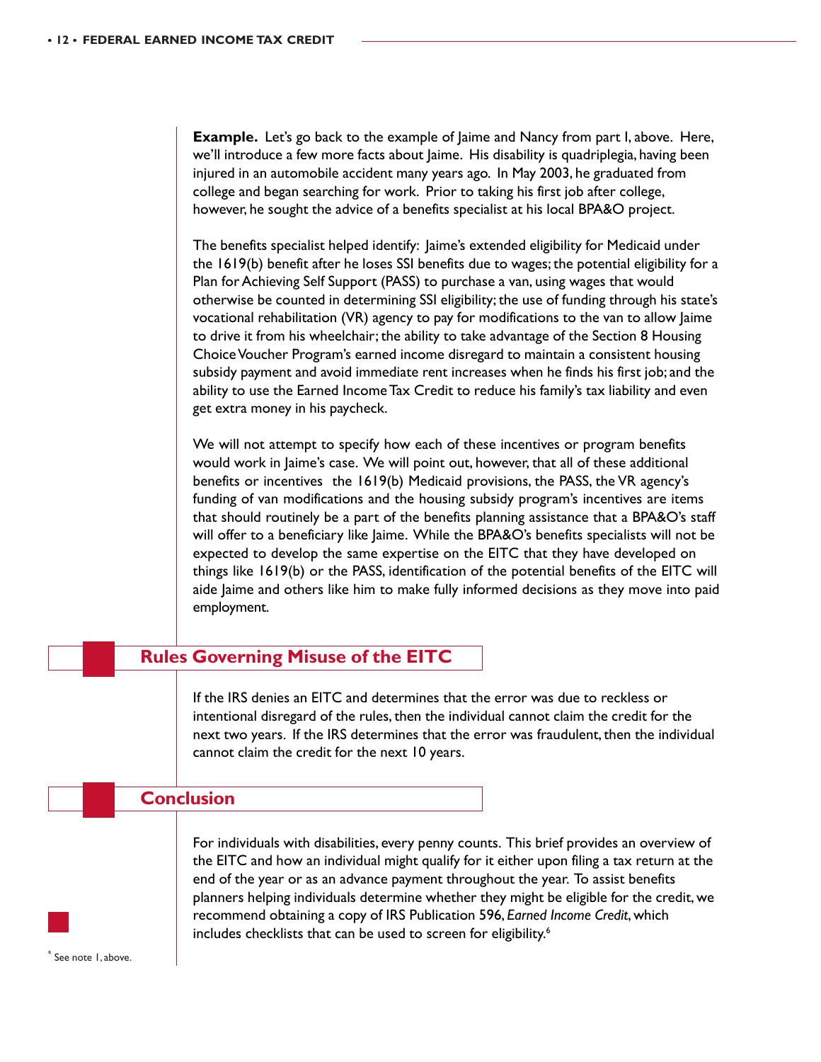**Example.** Let's go back to the example of Jaime and Nancy from part I, above. Here, we'll introduce a few more facts about Jaime. His disability is quadriplegia, having been injured in an automobile accident many years ago. In May 2003, he graduated from college and began searching for work. Prior to taking his first job after college, however, he sought the advice of a benefits specialist at his local BPA&O project.

The benefits specialist helped identify: Jaime's extended eligibility for Medicaid under the 1619(b) benefit after he loses SSI benefits due to wages; the potential eligibility for a Plan for Achieving Self Support (PASS) to purchase a van, using wages that would otherwise be counted in determining SSI eligibility; the use of funding through his state's vocational rehabilitation (VR) agency to pay for modifications to the van to allow Jaime to drive it from his wheelchair; the ability to take advantage of the Section 8 Housing Choice Voucher Program's earned income disregard to maintain a consistent housing subsidy payment and avoid immediate rent increases when he finds his first job; and the ability to use the Earned Income Tax Credit to reduce his family's tax liability and even get extra money in his paycheck.

We will not attempt to specify how each of these incentives or program benefits would work in Jaime's case. We will point out, however, that all of these additional benefits or incentives the 1619(b) Medicaid provisions, the PASS, the VR agency's funding of van modifications and the housing subsidy program's incentives are items that should routinely be a part of the benefits planning assistance that a BPA&O's staff will offer to a beneficiary like Jaime. While the BPA&O's benefits specialists will not be expected to develop the same expertise on the EITC that they have developed on things like 1619(b) or the PASS, identification of the potential benefits of the EITC will aide Jaime and others like him to make fully informed decisions as they move into paid employment.

## Rules Governing Misuse of the EITC

If the IRS denies an EITC and determines that the error was due to reckless or intentional disregard of the rules, then the individual cannot claim the credit for the next two years. If the IRS determines that the error was fraudulent, then the individual cannot claim the credit for the next 10 years.

## Conclusion

For individuals with disabilities, every penny counts. This brief provides an overview of the EITC and how an individual might qualify for it either upon filing a tax return at the end of the year or as an advance payment throughout the year. To assist benefits planners helping individuals determine whether they might be eligible for the credit, we recommend obtaining a copy of IRS Publication 596, *Earned Income Credit*, which includes checklists that can be used to screen for eligibility.[6]

[6] See note 1, above.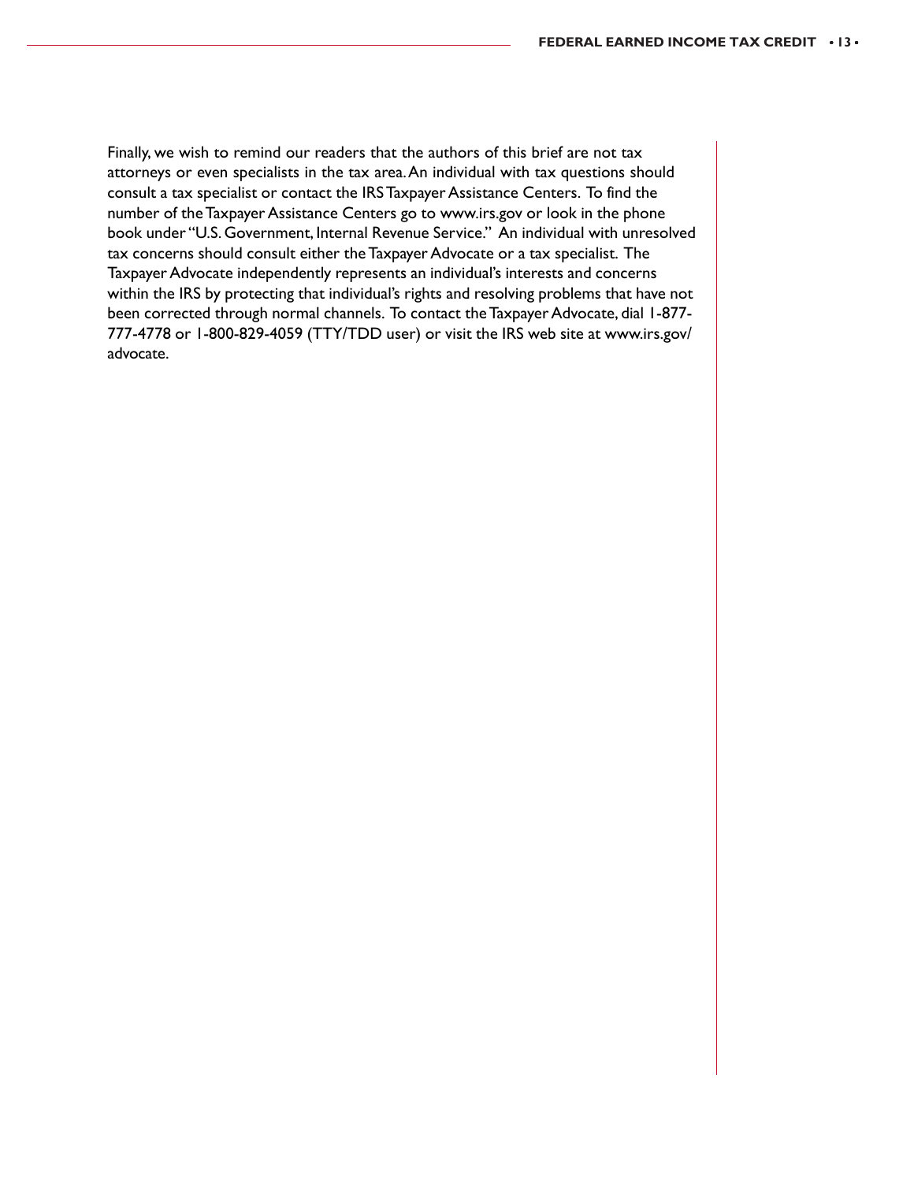Finally, we wish to remind our readers that the authors of this brief are not tax attorneys or even specialists in the tax area. An individual with tax questions should consult a tax specialist or contact the IRS Taxpayer Assistance Centers. To find the number of the Taxpayer Assistance Centers go to www.irs.gov or look in the phone book under "U.S. Government, Internal Revenue Service." An individual with unresolved tax concerns should consult either the Taxpayer Advocate or a tax specialist. The Taxpayer Advocate independently represents an individual's interests and concerns within the IRS by protecting that individual's rights and resolving problems that have not been corrected through normal channels. To contact the Taxpayer Advocate, dial 1-877-777-4778 or 1-800-829-4059 (TTY/TDD user) or visit the IRS web site at www.irs.gov/advocate.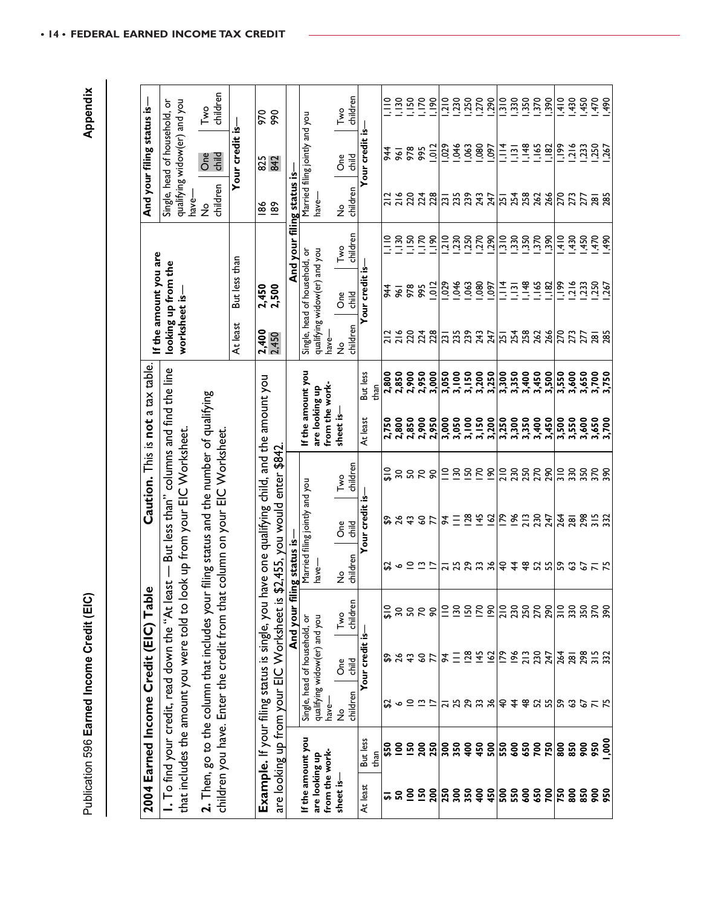# Appendix

Publication 596 **Earned Income Credit (EIC)**

## 2004 Earned Income Credit (EIC) Table

**Caution.** This is **not** a tax table.

**1.** To find your credit, read down the "At least — But less than" columns and find the line that includes the amount you were told to look up from your EIC Worksheet.

**2.** Then, go to the column that includes your filing status and the number of qualifying children you have. Enter the credit from that column on your EIC Worksheet.

**Example.** If your filing status is single, you have one qualifying child, and the amount you are looking up from your EIC Worksheet is $2,455, you would enter $842.

| If the amount you are looking up from the worksheet is— | | And your filing status is— | | | | | |
|---|---|---|---|---|---|---|---|
| | | Single, head of household, or qualifying widow(er) and you have— | | | Married filing jointly and you have— | | |
| At least | But less than | No children | One child | Two children | No children | One child | Two children |
| | | Your credit is— | | | Your credit is— | | |
| 2,400 | 2,450 | 186 | 825 | 970 | 186 | 825 | 970 |
| 2,450 | 2,500 | 189 | 842 | 990 | 189 | 842 | 990 |

| If the amount you are looking up from the worksheet is— | | And your filing status is— | | | | | |
|---|---|---|---|---|---|---|---|
| | | Single, head of household, or qualifying widow(er) and you have— | | | Married filing jointly and you have— | | |
| At least | But less than | No children | One child | Two children | No children | One child | Two children |
| | | Your credit is— | | | Your credit is— | | |
| $1 | $50 | $2 | $9 | $10 | $2 | $9 | $10 |
| 50 | 100 | 6 | 26 | 30 | 6 | 26 | 30 |
| 100 | 150 | 10 | 43 | 50 | 10 | 43 | 50 |
| 150 | 200 | 13 | 60 | 70 | 13 | 60 | 70 |
| 200 | 250 | 17 | 77 | 90 | 17 | 77 | 90 |
| 250 | 300 | 21 | 94 | 110 | 21 | 94 | 110 |
| 300 | 350 | 25 | 111 | 130 | 25 | 111 | 130 |
| 350 | 400 | 29 | 128 | 150 | 29 | 128 | 150 |
| 400 | 450 | 33 | 145 | 170 | 33 | 145 | 170 |
| 450 | 500 | 36 | 162 | 190 | 36 | 162 | 190 |
| 500 | 550 | 40 | 179 | 210 | 40 | 179 | 210 |
| 550 | 600 | 44 | 196 | 230 | 44 | 196 | 230 |
| 600 | 650 | 48 | 213 | 250 | 48 | 213 | 250 |
| 650 | 700 | 52 | 230 | 270 | 52 | 230 | 270 |
| 700 | 750 | 55 | 247 | 290 | 55 | 247 | 290 |
| 750 | 800 | 59 | 264 | 310 | 59 | 264 | 310 |
| 800 | 850 | 63 | 281 | 330 | 63 | 281 | 330 |
| 850 | 900 | 67 | 298 | 350 | 67 | 298 | 350 |
| 900 | 950 | 71 | 315 | 370 | 71 | 315 | 370 |
| 950 | 1,000 | 75 | 332 | 390 | 75 | 332 | 390 |

| If the amount you are looking up from the worksheet is— | | And your filing status is— | | | | | |
|---|---|---|---|---|---|---|---|
| | | Single, head of household, or qualifying widow(er) and you have— | | | Married filing jointly and you have— | | |
| At least | But less than | No children | One child | Two children | No children | One child | Two children |
| | | Your credit is— | | | Your credit is— | | |
| 2,750 | 2,800 | 212 | 944 | 1,110 | 212 | 944 | 1,110 |
| 2,800 | 2,850 | 216 | 961 | 1,130 | 216 | 961 | 1,130 |
| 2,850 | 2,900 | 220 | 978 | 1,150 | 220 | 978 | 1,150 |
| 2,900 | 2,950 | 224 | 995 | 1,170 | 224 | 995 | 1,170 |
| 2,950 | 3,000 | 228 | 1,012 | 1,190 | 228 | 1,012 | 1,190 |
| 3,000 | 3,050 | 231 | 1,029 | 1,210 | 231 | 1,029 | 1,210 |
| 3,050 | 3,100 | 235 | 1,046 | 1,230 | 235 | 1,046 | 1,230 |
| 3,100 | 3,150 | 239 | 1,063 | 1,250 | 239 | 1,063 | 1,250 |
| 3,150 | 3,200 | 243 | 1,080 | 1,270 | 243 | 1,080 | 1,270 |
| 3,200 | 3,250 | 247 | 1,097 | 1,290 | 247 | 1,097 | 1,290 |
| 3,250 | 3,300 | 251 | 1,114 | 1,310 | 251 | 1,114 | 1,310 |
| 3,300 | 3,350 | 254 | 1,131 | 1,330 | 254 | 1,131 | 1,330 |
| 3,350 | 3,400 | 258 | 1,148 | 1,350 | 258 | 1,148 | 1,350 |
| 3,400 | 3,450 | 262 | 1,165 | 1,370 | 262 | 1,165 | 1,370 |
| 3,450 | 3,500 | 266 | 1,182 | 1,390 | 266 | 1,182 | 1,390 |
| 3,500 | 3,550 | 270 | 1,199 | 1,410 | 270 | 1,199 | 1,410 |
| 3,550 | 3,600 | 273 | 1,216 | 1,430 | 273 | 1,216 | 1,430 |
| 3,600 | 3,650 | 277 | 1,233 | 1,450 | 277 | 1,233 | 1,450 |
| 3,650 | 3,700 | 281 | 1,250 | 1,470 | 281 | 1,250 | 1,470 |
| 3,700 | 3,750 | 285 | 1,267 | 1,490 | 285 | 1,267 | 1,490 |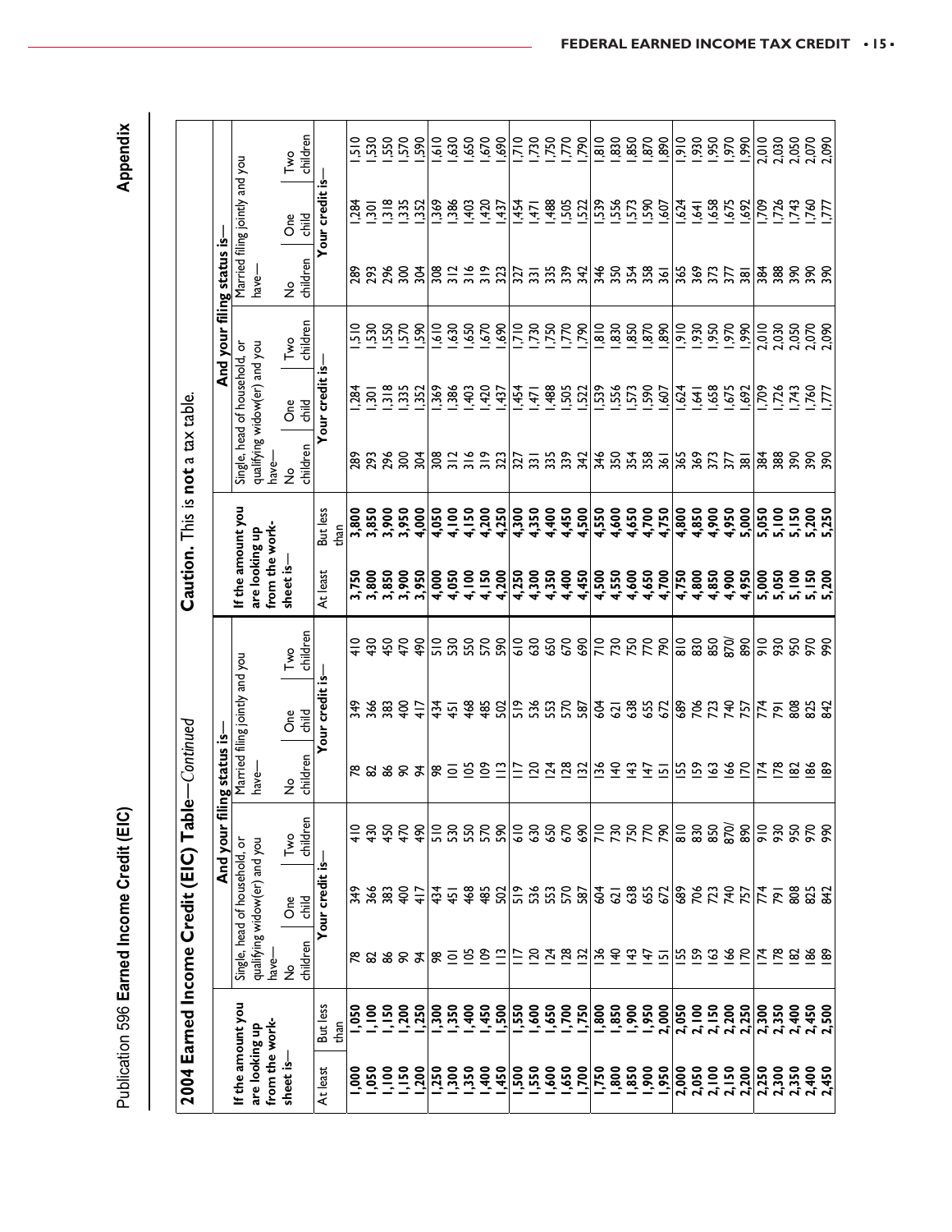Publication 596 **Earned Income Credit (EIC)**

**Appendix**

## 2004 Earned Income Credit (EIC) Table—*Continued*

**Caution.** This is **not** a tax table.

| If the amount you are looking up from the worksheet is— | | And your filing status is— | | | | | |
|---|---|---|---|---|---|---|---|
| | | Single, head of household, or qualifying widow(er) and you have— | | | Married filing jointly and you have— | | |
| At least | But less than | No children | One child | Two children | No children | One child | Two children |
| | | Your credit is— | | | Your credit is— | | |
| **1,000** | **1,050** | 78 | 349 | 410 | 78 | 349 | 410 |
| **1,050** | **1,100** | 82 | 366 | 430 | 82 | 366 | 430 |
| **1,100** | **1,150** | 86 | 383 | 450 | 86 | 383 | 450 |
| **1,150** | **1,200** | 90 | 400 | 470 | 90 | 400 | 470 |
| **1,200** | **1,250** | 94 | 417 | 490 | 94 | 417 | 490 |
| **1,250** | **1,300** | 98 | 434 | 510 | 98 | 434 | 510 |
| **1,300** | **1,350** | 101 | 451 | 530 | 101 | 451 | 530 |
| **1,350** | **1,400** | 105 | 468 | 550 | 105 | 468 | 550 |
| **1,400** | **1,450** | 109 | 485 | 570 | 109 | 485 | 570 |
| **1,450** | **1,500** | 113 | 502 | 590 | 113 | 502 | 590 |
| **1,500** | **1,550** | 117 | 519 | 610 | 117 | 519 | 610 |
| **1,550** | **1,600** | 120 | 536 | 630 | 120 | 536 | 630 |
| **1,600** | **1,650** | 124 | 553 | 650 | 124 | 553 | 650 |
| **1,650** | **1,700** | 128 | 570 | 670 | 128 | 570 | 670 |
| **1,700** | **1,750** | 132 | 587 | 690 | 132 | 587 | 690 |
| **1,750** | **1,800** | 136 | 604 | 710 | 136 | 604 | 710 |
| **1,800** | **1,850** | 140 | 621 | 730 | 140 | 621 | 730 |
| **1,850** | **1,900** | 143 | 638 | 750 | 143 | 638 | 750 |
| **1,900** | **1,950** | 147 | 655 | 770 | 147 | 655 | 770 |
| **1,950** | **2,000** | 151 | 672 | 790 | 151 | 672 | 790 |
| **2,000** | **2,050** | 155 | 689 | 810 | 155 | 689 | 810 |
| **2,050** | **2,100** | 159 | 706 | 830 | 159 | 706 | 830 |
| **2,100** | **2,150** | 163 | 723 | 850 | 163 | 723 | 850 |
| **2,150** | **2,200** | 166 | 740 | 870/ | 166 | 740 | 870/ |
| **2,200** | **2,250** | 170 | 757 | 890 | 170 | 757 | 890 |
| **2,250** | **2,300** | 174 | 774 | 910 | 174 | 774 | 910 |
| **2,300** | **2,350** | 178 | 791 | 930 | 178 | 791 | 930 |
| **2,350** | **2,400** | 182 | 808 | 950 | 182 | 808 | 950 |
| **2,400** | **2,450** | 186 | 825 | 970 | 186 | 825 | 970 |
| **2,450** | **2,500** | 189 | 842 | 990 | 189 | 842 | 990 |

| If the amount you are looking up from the worksheet is— | | And your filing status is— | | | | | |
|---|---|---|---|---|---|---|---|
| | | Single, head of household, or qualifying widow(er) and you have— | | | Married filing jointly and you have— | | |
| At least | But less than | No children | One child | Two children | No children | One child | Two children |
| | | Your credit is— | | | Your credit is— | | |
| **3,750** | **3,800** | 289 | 1,284 | 1,510 | 289 | 1,284 | 1,510 |
| **3,800** | **3,850** | 293 | 1,301 | 1,530 | 293 | 1,301 | 1,530 |
| **3,850** | **3,900** | 296 | 1,318 | 1,550 | 296 | 1,318 | 1,550 |
| **3,900** | **3,950** | 300 | 1,335 | 1,570 | 300 | 1,335 | 1,570 |
| **3,950** | **4,000** | 304 | 1,352 | 1,590 | 304 | 1,352 | 1,590 |
| **4,000** | **4,050** | 308 | 1,369 | 1,610 | 308 | 1,369 | 1,610 |
| **4,050** | **4,100** | 312 | 1,386 | 1,630 | 312 | 1,386 | 1,630 |
| **4,100** | **4,150** | 316 | 1,403 | 1,650 | 316 | 1,403 | 1,650 |
| **4,150** | **4,200** | 319 | 1,420 | 1,670 | 319 | 1,420 | 1,670 |
| **4,200** | **4,250** | 323 | 1,437 | 1,690 | 323 | 1,437 | 1,690 |
| **4,250** | **4,300** | 327 | 1,454 | 1,710 | 327 | 1,454 | 1,710 |
| **4,300** | **4,350** | 331 | 1,471 | 1,730 | 331 | 1,471 | 1,730 |
| **4,350** | **4,400** | 335 | 1,488 | 1,750 | 335 | 1,488 | 1,750 |
| **4,400** | **4,450** | 339 | 1,505 | 1,770 | 339 | 1,505 | 1,770 |
| **4,450** | **4,500** | 342 | 1,522 | 1,790 | 342 | 1,522 | 1,790 |
| **4,500** | **4,550** | 346 | 1,539 | 1,810 | 346 | 1,539 | 1,810 |
| **4,550** | **4,600** | 350 | 1,556 | 1,830 | 350 | 1,556 | 1,830 |
| **4,600** | **4,650** | 354 | 1,573 | 1,850 | 354 | 1,573 | 1,850 |
| **4,650** | **4,700** | 358 | 1,590 | 1,870 | 358 | 1,590 | 1,870 |
| **4,700** | **4,750** | 361 | 1,607 | 1,890 | 361 | 1,607 | 1,890 |
| **4,750** | **4,800** | 365 | 1,624 | 1,910 | 365 | 1,624 | 1,910 |
| **4,800** | **4,850** | 369 | 1,641 | 1,930 | 369 | 1,641 | 1,930 |
| **4,850** | **4,900** | 373 | 1,658 | 1,950 | 373 | 1,658 | 1,950 |
| **4,900** | **4,950** | 377 | 1,675 | 1,970 | 377 | 1,675 | 1,970 |
| **4,950** | **5,000** | 381 | 1,692 | 1,990 | 381 | 1,692 | 1,990 |
| **5,000** | **5,050** | 384 | 1,709 | 2,010 | 384 | 1,709 | 2,010 |
| **5,050** | **5,100** | 388 | 1,726 | 2,030 | 388 | 1,726 | 2,030 |
| **5,100** | **5,150** | 390 | 1,743 | 2,050 | 390 | 1,743 | 2,050 |
| **5,150** | **5,200** | 390 | 1,760 | 2,070 | 390 | 1,760 | 2,070 |
| **5,200** | **5,250** | 390 | 1,777 | 2,090 | 390 | 1,777 | 2,090 |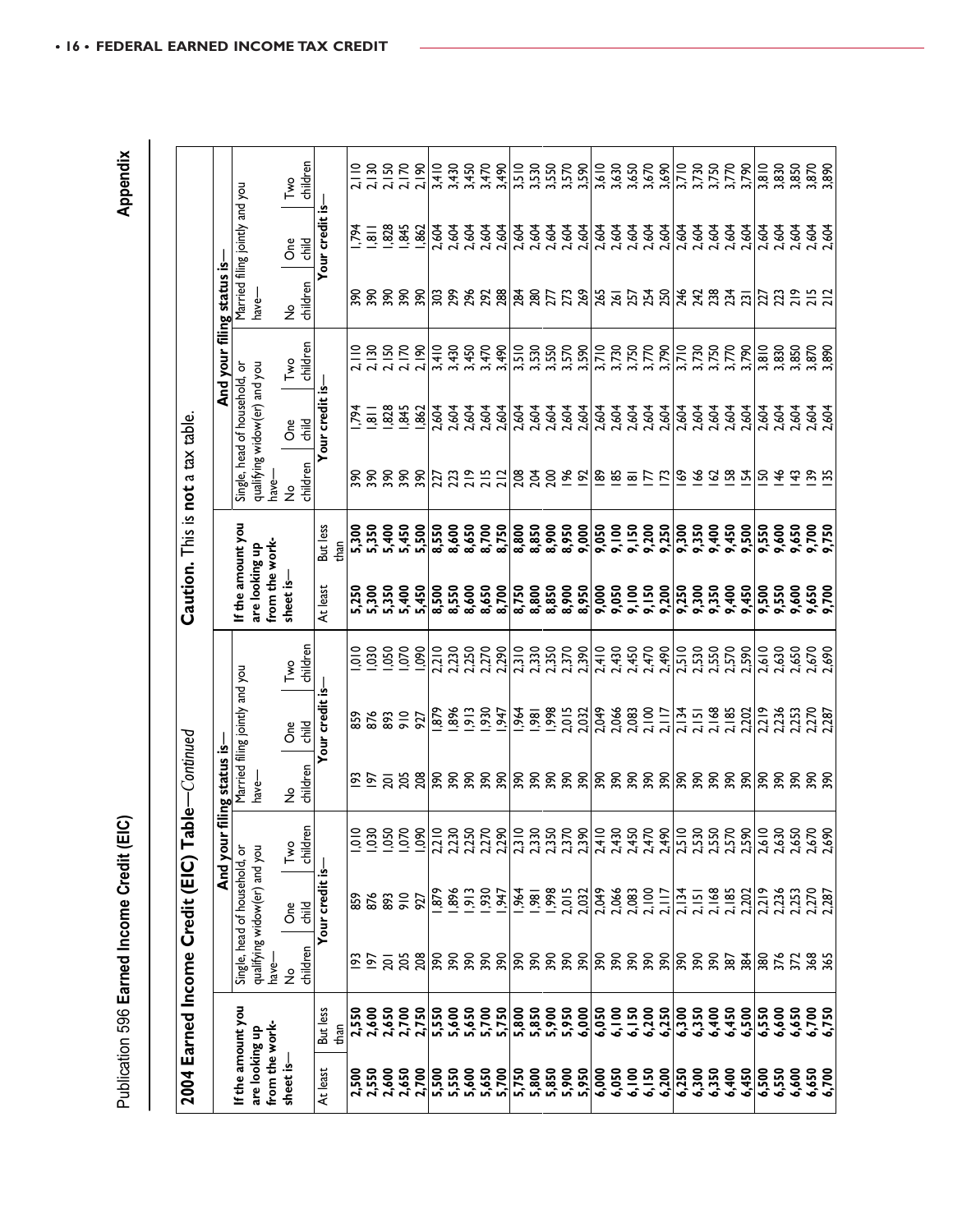# 2004 Earned Income Credit (EIC) Table—*Continued*

**Caution.** This is **not** a tax table.

| If the amount you are looking up from the worksheet is— | | And your filing status is— | | | | | |
|---|---|---|---|---|---|---|---|
| | | Single, head of household, or qualifying widow(er) and you have— | | | Married filing jointly and you have— | | |
| At least | But less than | No children | One child | Two children | No children | One child | Two children |
| | | Your credit is— | | | Your credit is— | | |
| **2,500** | **2,550** | 193 | 859 | 1,010 | 193 | 859 | 1,010 |
| **2,550** | **2,600** | 197 | 876 | 1,030 | 197 | 876 | 1,030 |
| **2,600** | **2,650** | 201 | 893 | 1,050 | 201 | 893 | 1,050 |
| **2,650** | **2,700** | 205 | 910 | 1,070 | 205 | 910 | 1,070 |
| **2,700** | **2,750** | 208 | 927 | 1,090 | 208 | 927 | 1,090 |
| **5,500** | **5,550** | 390 | 1,879 | 2,210 | 390 | 1,879 | 2,210 |
| **5,550** | **5,600** | 390 | 1,896 | 2,230 | 390 | 1,896 | 2,230 |
| **5,600** | **5,650** | 390 | 1,913 | 2,250 | 390 | 1,913 | 2,250 |
| **5,650** | **5,700** | 390 | 1,930 | 2,270 | 390 | 1,930 | 2,270 |
| **5,700** | **5,750** | 390 | 1,947 | 2,290 | 390 | 1,947 | 2,290 |
| **5,750** | **5,800** | 390 | 1,964 | 2,310 | 390 | 1,964 | 2,310 |
| **5,800** | **5,850** | 390 | 1,981 | 2,330 | 390 | 1,981 | 2,330 |
| **5,850** | **5,900** | 390 | 1,998 | 2,350 | 390 | 1,998 | 2,350 |
| **5,900** | **5,950** | 390 | 2,015 | 2,370 | 390 | 2,015 | 2,370 |
| **5,950** | **6,000** | 390 | 2,032 | 2,390 | 390 | 2,032 | 2,390 |
| **6,000** | **6,050** | 390 | 2,049 | 2,410 | 390 | 2,049 | 2,410 |
| **6,050** | **6,100** | 390 | 2,066 | 2,430 | 390 | 2,066 | 2,430 |
| **6,100** | **6,150** | 390 | 2,083 | 2,450 | 390 | 2,083 | 2,450 |
| **6,150** | **6,200** | 390 | 2,100 | 2,470 | 390 | 2,100 | 2,470 |
| **6,200** | **6,250** | 390 | 2,117 | 2,490 | 390 | 2,117 | 2,490 |
| **6,250** | **6,300** | 390 | 2,134 | 2,510 | 390 | 2,134 | 2,510 |
| **6,300** | **6,350** | 390 | 2,151 | 2,530 | 390 | 2,151 | 2,530 |
| **6,350** | **6,400** | 390 | 2,168 | 2,550 | 390 | 2,168 | 2,550 |
| **6,400** | **6,450** | 387 | 2,185 | 2,570 | 390 | 2,185 | 2,570 |
| **6,450** | **6,500** | 384 | 2,202 | 2,590 | 390 | 2,202 | 2,590 |
| **6,500** | **6,550** | 380 | 2,219 | 2,610 | 390 | 2,219 | 2,610 |
| **6,550** | **6,600** | 376 | 2,236 | 2,630 | 390 | 2,236 | 2,630 |
| **6,600** | **6,650** | 372 | 2,253 | 2,650 | 390 | 2,253 | 2,650 |
| **6,650** | **6,700** | 368 | 2,270 | 2,670 | 390 | 2,270 | 2,670 |
| **6,700** | **6,750** | 365 | 2,287 | 2,690 | 390 | 2,287 | 2,690 |

| If the amount you are looking up from the worksheet is— | | And your filing status is— | | | | | |
|---|---|---|---|---|---|---|---|
| | | Single, head of household, or qualifying widow(er) and you have— | | | Married filing jointly and you have— | | |
| At least | But less than | No children | One child | Two children | No children | One child | Two children |
| | | Your credit is— | | | Your credit is— | | |
| **5,250** | **5,300** | 390 | 1,794 | 2,110 | 390 | 1,794 | 2,110 |
| **5,300** | **5,350** | 390 | 1,811 | 2,130 | 390 | 1,811 | 2,130 |
| **5,350** | **5,400** | 390 | 1,828 | 2,150 | 390 | 1,828 | 2,150 |
| **5,400** | **5,450** | 390 | 1,845 | 2,170 | 390 | 1,845 | 2,170 |
| **5,450** | **5,500** | 390 | 1,862 | 2,190 | 390 | 1,862 | 2,190 |
| **8,500** | **8,550** | 227 | 2,604 | 3,410 | 303 | 2,604 | 3,410 |
| **8,550** | **8,600** | 223 | 2,604 | 3,430 | 299 | 2,604 | 3,430 |
| **8,600** | **8,650** | 219 | 2,604 | 3,450 | 296 | 2,604 | 3,450 |
| **8,650** | **8,700** | 215 | 2,604 | 3,470 | 292 | 2,604 | 3,470 |
| **8,700** | **8,750** | 212 | 2,604 | 3,490 | 288 | 2,604 | 3,490 |
| **8,750** | **8,800** | 208 | 2,604 | 3,510 | 284 | 2,604 | 3,510 |
| **8,800** | **8,850** | 204 | 2,604 | 3,530 | 280 | 2,604 | 3,530 |
| **8,850** | **8,900** | 200 | 2,604 | 3,550 | 277 | 2,604 | 3,550 |
| **8,900** | **8,950** | 196 | 2,604 | 3,570 | 273 | 2,604 | 3,570 |
| **8,950** | **9,000** | 192 | 2,604 | 3,590 | 269 | 2,604 | 3,590 |
| **9,000** | **9,050** | 189 | 2,604 | 3,710 | 265 | 2,604 | 3,610 |
| **9,050** | **9,100** | 185 | 2,604 | 3,730 | 261 | 2,604 | 3,630 |
| **9,100** | **9,150** | 181 | 2,604 | 3,750 | 257 | 2,604 | 3,650 |
| **9,150** | **9,200** | 177 | 2,604 | 3,770 | 254 | 2,604 | 3,670 |
| **9,200** | **9,250** | 173 | 2,604 | 3,790 | 250 | 2,604 | 3,690 |
| **9,250** | **9,300** | 169 | 2,604 | 3,710 | 246 | 2,604 | 3,710 |
| **9,300** | **9,350** | 166 | 2,604 | 3,730 | 242 | 2,604 | 3,730 |
| **9,350** | **9,400** | 162 | 2,604 | 3,750 | 238 | 2,604 | 3,750 |
| **9,400** | **9,450** | 158 | 2,604 | 3,770 | 234 | 2,604 | 3,770 |
| **9,450** | **9,500** | 154 | 2,604 | 3,790 | 231 | 2,604 | 3,790 |
| **9,500** | **9,550** | 150 | 2,604 | 3,810 | 227 | 2,604 | 3,810 |
| **9,550** | **9,600** | 146 | 2,604 | 3,830 | 223 | 2,604 | 3,830 |
| **9,600** | **9,650** | 143 | 2,604 | 3,850 | 219 | 2,604 | 3,850 |
| **9,650** | **9,700** | 139 | 2,604 | 3,870 | 215 | 2,604 | 3,870 |
| **9,700** | **9,750** | 135 | 2,604 | 3,890 | 212 | 2,604 | 3,890 |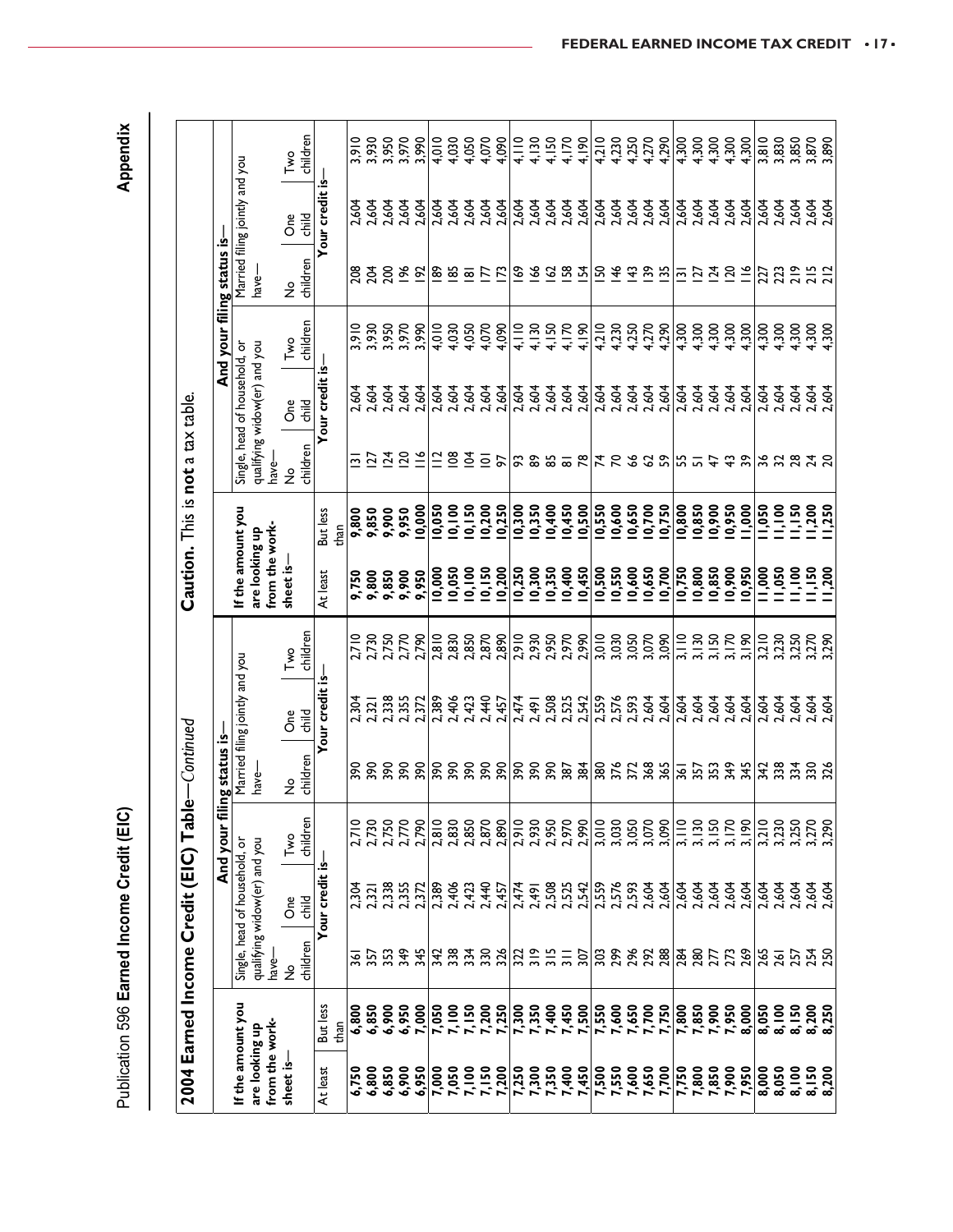# Appendix

Publication 596 **Earned Income Credit (EIC)**

## 2004 Earned Income Credit (EIC) Table—*Continued*

**Caution.** This is **not** a tax table.

| If the amount you are looking up from the worksheet is— | | And your filing status is— Single, head of household, or qualifying widow(er) and you have— | | | Married filing jointly and you have— | | |
|---|---|---|---|---|---|---|---|
| At least | But less than | No children | One child | Two children | No children | One child | Two children |
| | | Your credit is— | | | Your credit is— | | |
| **6,750** | **6,800** | 361 | 2,304 | 2,710 | 390 | 2,304 | 2,710 |
| **6,800** | **6,850** | 357 | 2,321 | 2,730 | 390 | 2,321 | 2,730 |
| **6,850** | **6,900** | 353 | 2,338 | 2,750 | 390 | 2,338 | 2,750 |
| **6,900** | **6,950** | 349 | 2,355 | 2,770 | 390 | 2,355 | 2,770 |
| **6,950** | **7,000** | 345 | 2,372 | 2,790 | 390 | 2,372 | 2,790 |
| **7,000** | **7,050** | 342 | 2,389 | 2,810 | 390 | 2,389 | 2,810 |
| **7,050** | **7,100** | 338 | 2,406 | 2,830 | 390 | 2,406 | 2,830 |
| **7,100** | **7,150** | 334 | 2,423 | 2,850 | 390 | 2,423 | 2,850 |
| **7,150** | **7,200** | 330 | 2,440 | 2,870 | 390 | 2,440 | 2,870 |
| **7,200** | **7,250** | 326 | 2,457 | 2,890 | 390 | 2,457 | 2,890 |
| **7,250** | **7,300** | 322 | 2,474 | 2,910 | 390 | 2,474 | 2,910 |
| **7,300** | **7,350** | 319 | 2,491 | 2,930 | 390 | 2,491 | 2,930 |
| **7,350** | **7,400** | 315 | 2,508 | 2,950 | 390 | 2,508 | 2,950 |
| **7,400** | **7,450** | 311 | 2,525 | 2,970 | 387 | 2,525 | 2,970 |
| **7,450** | **7,500** | 307 | 2,542 | 2,990 | 384 | 2,542 | 2,990 |
| **7,500** | **7,550** | 303 | 2,559 | 3,010 | 380 | 2,559 | 3,010 |
| **7,550** | **7,600** | 299 | 2,576 | 3,030 | 376 | 2,576 | 3,030 |
| **7,600** | **7,650** | 296 | 2,593 | 3,050 | 372 | 2,593 | 3,050 |
| **7,650** | **7,700** | 292 | 2,604 | 3,070 | 368 | 2,604 | 3,070 |
| **7,700** | **7,750** | 288 | 2,604 | 3,090 | 365 | 2,604 | 3,090 |
| **7,750** | **7,800** | 284 | 2,604 | 3,110 | 361 | 2,604 | 3,110 |
| **7,800** | **7,850** | 280 | 2,604 | 3,130 | 357 | 2,604 | 3,130 |
| **7,850** | **7,900** | 277 | 2,604 | 3,150 | 353 | 2,604 | 3,150 |
| **7,900** | **7,950** | 273 | 2,604 | 3,170 | 349 | 2,604 | 3,170 |
| **7,950** | **8,000** | 269 | 2,604 | 3,190 | 345 | 2,604 | 3,190 |
| **8,000** | **8,050** | 265 | 2,604 | 3,210 | 342 | 2,604 | 3,210 |
| **8,050** | **8,100** | 261 | 2,604 | 3,230 | 338 | 2,604 | 3,230 |
| **8,100** | **8,150** | 257 | 2,604 | 3,250 | 334 | 2,604 | 3,250 |
| **8,150** | **8,200** | 254 | 2,604 | 3,270 | 330 | 2,604 | 3,270 |
| **8,200** | **8,250** | 250 | 2,604 | 3,290 | 326 | 2,604 | 3,290 |
| **9,750** | **9,800** | 131 | 2,604 | 3,910 | 208 | 2,604 | 3,910 |
| **9,800** | **9,850** | 127 | 2,604 | 3,930 | 204 | 2,604 | 3,930 |
| **9,850** | **9,900** | 124 | 2,604 | 3,950 | 200 | 2,604 | 3,950 |
| **9,900** | **9,950** | 120 | 2,604 | 3,970 | 196 | 2,604 | 3,970 |
| **9,950** | **10,000** | 116 | 2,604 | 3,990 | 192 | 2,604 | 3,990 |
| **10,000** | **10,050** | 112 | 2,604 | 4,010 | 189 | 2,604 | 4,010 |
| **10,050** | **10,100** | 108 | 2,604 | 4,030 | 185 | 2,604 | 4,030 |
| **10,100** | **10,150** | 104 | 2,604 | 4,050 | 181 | 2,604 | 4,050 |
| **10,150** | **10,200** | 101 | 2,604 | 4,070 | 177 | 2,604 | 4,070 |
| **10,200** | **10,250** | 97 | 2,604 | 4,090 | 173 | 2,604 | 4,090 |
| **10,250** | **10,300** | 93 | 2,604 | 4,110 | 169 | 2,604 | 4,110 |
| **10,300** | **10,350** | 89 | 2,604 | 4,130 | 166 | 2,604 | 4,130 |
| **10,350** | **10,400** | 85 | 2,604 | 4,150 | 162 | 2,604 | 4,150 |
| **10,400** | **10,450** | 81 | 2,604 | 4,170 | 158 | 2,604 | 4,170 |
| **10,450** | **10,500** | 78 | 2,604 | 4,190 | 154 | 2,604 | 4,190 |
| **10,500** | **10,550** | 74 | 2,604 | 4,210 | 150 | 2,604 | 4,210 |
| **10,550** | **10,600** | 70 | 2,604 | 4,230 | 146 | 2,604 | 4,230 |
| **10,600** | **10,650** | 66 | 2,604 | 4,250 | 143 | 2,604 | 4,250 |
| **10,650** | **10,700** | 62 | 2,604 | 4,270 | 139 | 2,604 | 4,270 |
| **10,700** | **10,750** | 59 | 2,604 | 4,290 | 135 | 2,604 | 4,290 |
| **10,750** | **10,800** | 55 | 2,604 | 4,300 | 131 | 2,604 | 4,300 |
| **10,800** | **10,850** | 51 | 2,604 | 4,300 | 127 | 2,604 | 4,300 |
| **10,850** | **10,900** | 47 | 2,604 | 4,300 | 124 | 2,604 | 4,300 |
| **10,900** | **10,950** | 43 | 2,604 | 4,300 | 120 | 2,604 | 4,300 |
| **10,950** | **11,000** | 39 | 2,604 | 4,300 | 116 | 2,604 | 4,300 |
| **11,000** | **11,050** | 36 | 2,604 | 4,300 | 227 | 2,604 | 3,810 |
| **11,050** | **11,100** | 32 | 2,604 | 4,300 | 223 | 2,604 | 3,830 |
| **11,100** | **11,150** | 28 | 2,604 | 4,300 | 219 | 2,604 | 3,850 |
| **11,150** | **11,200** | 24 | 2,604 | 4,300 | 215 | 2,604 | 3,870 |
| **11,200** | **11,250** | 20 | 2,604 | 4,300 | 212 | 2,604 | 3,890 |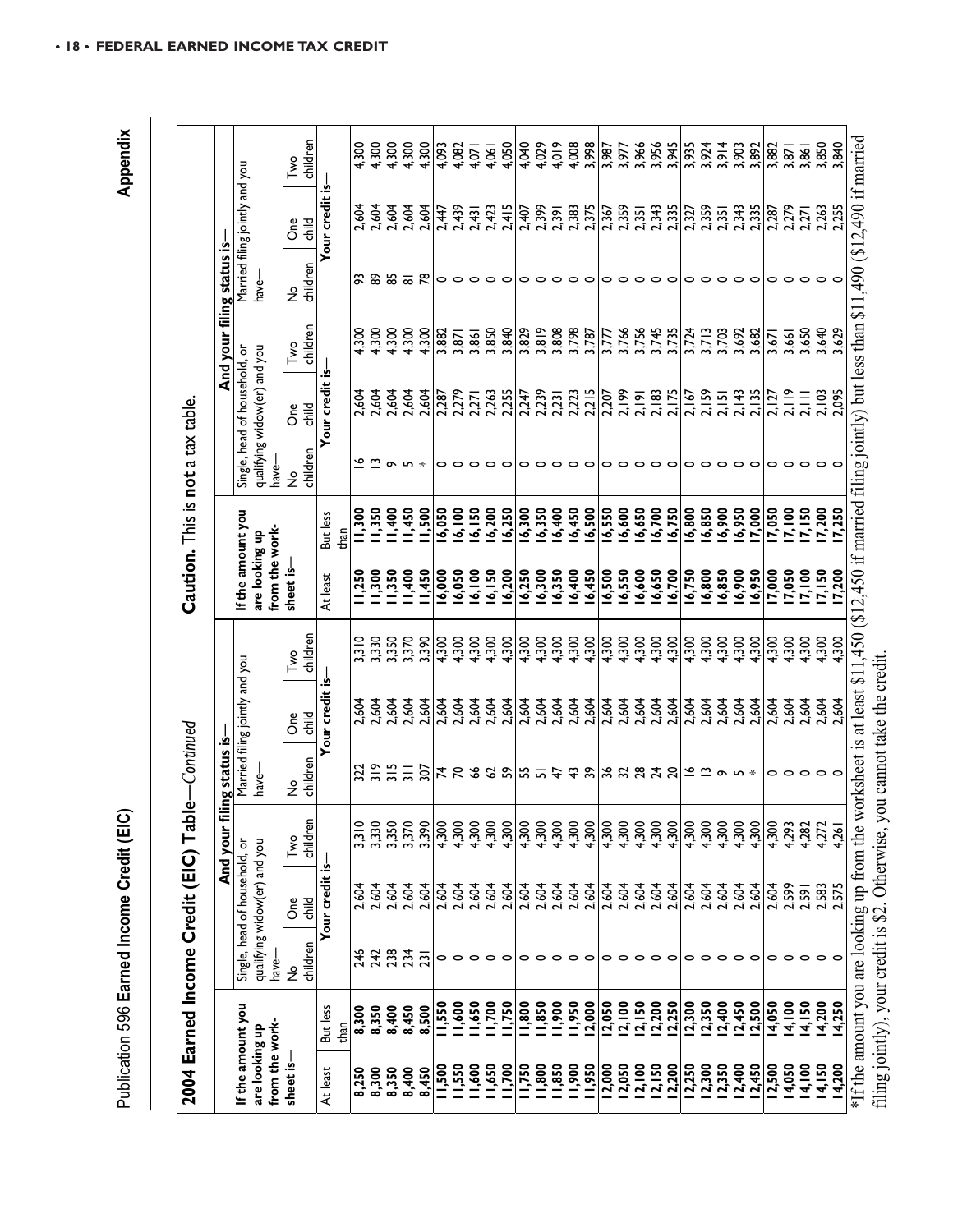# Appendix

Publication 596 **Earned Income Credit (EIC)**

## 2004 Earned Income Credit (EIC) Table—*Continued*

**Caution.** This is **not** a tax table.

| If the amount you are looking up from the worksheet is— | | And your filing status is— Single, head of household, or qualifying widow(er) and you have— | | | Married filing jointly and you have— | | | If the amount you are looking up from the worksheet is— | | Single, head of household, or qualifying widow(er) and you have— | | | Married filing jointly and you have— | | |
|---|---|---|---|---|---|---|---|---|---|---|---|---|---|---|---|
| At least | But less than | No children | One child | Two children | No children | One child | Two children | At least | But less than | No children | One child | Two children | No children | One child | Two children |
| | | Your credit is— | | | | | | | | Your credit is— | | | | | |
| **8,250** | **8,300** | 246 | 2,604 | 3,310 | 322 | 2,604 | 3,310 | **11,250** | **11,300** | 16 | 2,604 | 4,300 | 93 | 2,604 | 4,300 |
| **8,300** | **8,350** | 242 | 2,604 | 3,330 | 319 | 2,604 | 3,330 | **11,300** | **11,350** | 13 | 2,604 | 4,300 | 89 | 2,604 | 4,300 |
| **8,350** | **8,400** | 238 | 2,604 | 3,350 | 315 | 2,604 | 3,350 | **11,350** | **11,400** | 9 | 2,604 | 4,300 | 85 | 2,604 | 4,300 |
| **8,400** | **8,450** | 234 | 2,604 | 3,370 | 311 | 2,604 | 3,370 | **11,400** | **11,450** | 5 | 2,604 | 4,300 | 81 | 2,604 | 4,300 |
| **8,450** | **8,500** | 231 | 2,604 | 3,390 | 307 | 2,604 | 3,390 | **11,450** | **11,500** | * | 2,604 | 4,300 | 78 | 2,604 | 4,300 |
| **11,500** | **11,550** | 0 | 2,604 | 4,300 | 74 | 2,604 | 4,300 | **16,000** | **16,050** | 0 | 2,287 | 3,882 | 0 | 2,447 | 4,093 |
| **11,550** | **11,600** | 0 | 2,604 | 4,300 | 70 | 2,604 | 4,300 | **16,050** | **16,100** | 0 | 2,279 | 3,871 | 0 | 2,439 | 4,082 |
| **11,600** | **11,650** | 0 | 2,604 | 4,300 | 66 | 2,604 | 4,300 | **16,100** | **16,150** | 0 | 2,271 | 3,861 | 0 | 2,431 | 4,071 |
| **11,650** | **11,700** | 0 | 2,604 | 4,300 | 62 | 2,604 | 4,300 | **16,150** | **16,200** | 0 | 2,263 | 3,850 | 0 | 2,423 | 4,061 |
| **11,700** | **11,750** | 0 | 2,604 | 4,300 | 59 | 2,604 | 4,300 | **16,200** | **16,250** | 0 | 2,255 | 3,840 | 0 | 2,415 | 4,050 |
| **11,750** | **11,800** | 0 | 2,604 | 4,300 | 55 | 2,604 | 4,300 | **16,250** | **16,300** | 0 | 2,247 | 3,829 | 0 | 2,407 | 4,040 |
| **11,800** | **11,850** | 0 | 2,604 | 4,300 | 51 | 2,604 | 4,300 | **16,300** | **16,350** | 0 | 2,239 | 3,819 | 0 | 2,399 | 4,029 |
| **11,850** | **11,900** | 0 | 2,604 | 4,300 | 47 | 2,604 | 4,300 | **16,350** | **16,400** | 0 | 2,231 | 3,808 | 0 | 2,391 | 4,019 |
| **11,900** | **11,950** | 0 | 2,604 | 4,300 | 43 | 2,604 | 4,300 | **16,400** | **16,450** | 0 | 2,223 | 3,798 | 0 | 2,383 | 4,008 |
| **11,950** | **12,000** | 0 | 2,604 | 4,300 | 39 | 2,604 | 4,300 | **16,450** | **16,500** | 0 | 2,215 | 3,787 | 0 | 2,375 | 3,998 |
| **12,000** | **12,050** | 0 | 2,604 | 4,300 | 36 | 2,604 | 4,300 | **16,500** | **16,550** | 0 | 2,207 | 3,777 | 0 | 2,367 | 3,987 |
| **12,050** | **12,100** | 0 | 2,604 | 4,300 | 32 | 2,604 | 4,300 | **16,550** | **16,600** | 0 | 2,199 | 3,766 | 0 | 2,359 | 3,977 |
| **12,100** | **12,150** | 0 | 2,604 | 4,300 | 28 | 2,604 | 4,300 | **16,600** | **16,650** | 0 | 2,191 | 3,756 | 0 | 2,351 | 3,966 |
| **12,150** | **12,200** | 0 | 2,604 | 4,300 | 24 | 2,604 | 4,300 | **16,650** | **16,700** | 0 | 2,183 | 3,745 | 0 | 2,343 | 3,956 |
| **12,200** | **12,250** | 0 | 2,604 | 4,300 | 20 | 2,604 | 4,300 | **16,700** | **16,750** | 0 | 2,175 | 3,735 | 0 | 2,335 | 3,945 |
| **12,250** | **12,300** | 0 | 2,604 | 4,300 | 16 | 2,604 | 4,300 | **16,750** | **16,800** | 0 | 2,167 | 3,724 | 0 | 2,327 | 3,935 |
| **12,300** | **12,350** | 0 | 2,604 | 4,300 | 13 | 2,604 | 4,300 | **16,800** | **16,850** | 0 | 2,159 | 3,713 | 0 | 2,359 | 3,924 |
| **12,350** | **12,400** | 0 | 2,604 | 4,300 | 9 | 2,604 | 4,300 | **16,850** | **16,900** | 0 | 2,151 | 3,703 | 0 | 2,351 | 3,914 |
| **12,400** | **12,450** | 0 | 2,604 | 4,300 | 5 | 2,604 | 4,300 | **16,900** | **16,950** | 0 | 2,143 | 3,692 | 0 | 2,343 | 3,903 |
| **12,450** | **12,500** | 0 | 2,604 | 4,300 | * | 2,604 | 4,300 | **16,950** | **17,000** | 0 | 2,135 | 3,682 | 0 | 2,335 | 3,892 |
| **12,500** | **14,050** | 0 | 2,604 | 4,300 | 0 | 2,604 | 4,300 | **17,000** | **17,050** | 0 | 2,127 | 3,671 | 0 | 2,287 | 3,882 |
| **14,050** | **14,100** | 0 | 2,599 | 4,293 | 0 | 2,604 | 4,300 | **17,050** | **17,100** | 0 | 2,119 | 3,661 | 0 | 2,279 | 3,871 |
| **14,100** | **14,150** | 0 | 2,591 | 4,282 | 0 | 2,604 | 4,300 | **17,100** | **17,150** | 0 | 2,111 | 3,650 | 0 | 2,271 | 3,861 |
| **14,150** | **14,200** | 0 | 2,583 | 4,272 | 0 | 2,604 | 4,300 | **17,150** | **17,200** | 0 | 2,103 | 3,640 | 0 | 2,263 | 3,850 |
| **14,200** | **14,250** | 0 | 2,575 | 4,261 | 0 | 2,604 | 4,300 | **17,200** | **17,250** | 0 | 2,095 | 3,629 | 0 | 2,255 | 3,840 |

*If the amount you are looking up from the worksheet is at least $11,450 ($12,450 if married filing jointly) but less than $11,490 ($12,490 if married filing jointly), your credit is $2. Otherwise, you cannot take the credit.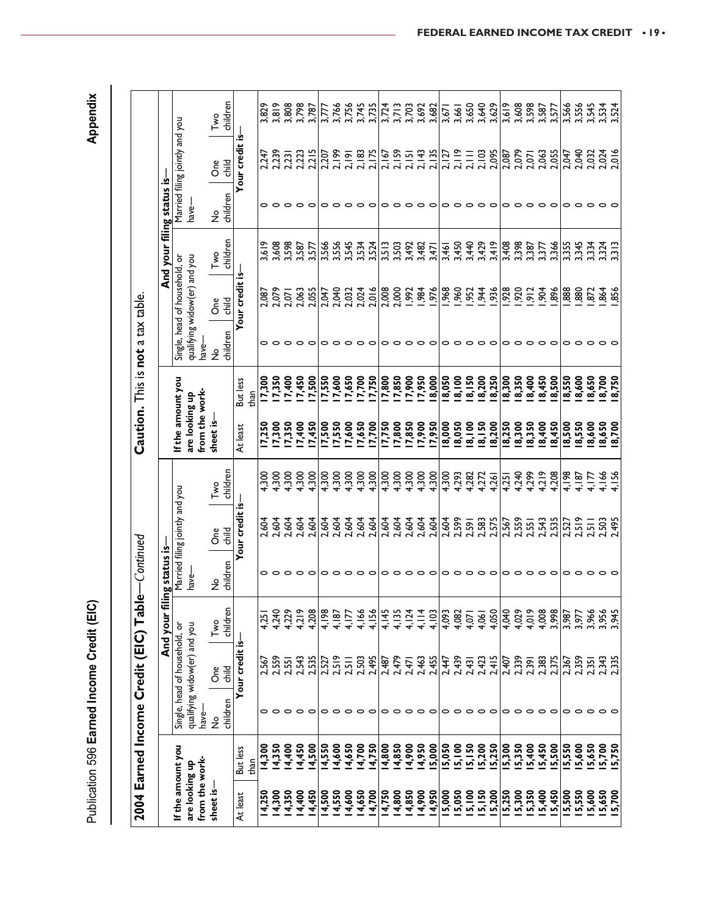## 2004 Earned Income Credit (EIC) Table—*Continued*

**Caution.** This is **not** a tax table.

| If the amount you are looking up from the worksheet is— | | And your filing status is— | | | | | |
|---|---|---|---|---|---|---|---|
| | | Single, head of household, or qualifying widow(er) and you have— | | | Married filing jointly and you have— | | |
| At least | But less than | No children | One child | Two children | No children | One child | Two children |
| | | Your credit is— | | | Your credit is— | | |
| **14,250** | **14,300** | 0 | 2,567 | 4,251 | 0 | 2,604 | 4,300 |
| **14,300** | **14,350** | 0 | 2,559 | 4,240 | 0 | 2,604 | 4,300 |
| **14,350** | **14,400** | 0 | 2,551 | 4,229 | 0 | 2,604 | 4,300 |
| **14,400** | **14,450** | 0 | 2,543 | 4,219 | 0 | 2,604 | 4,300 |
| **14,450** | **14,500** | 0 | 2,535 | 4,208 | 0 | 2,604 | 4,300 |
| **14,500** | **14,550** | 0 | 2,527 | 4,198 | 0 | 2,604 | 4,300 |
| **14,550** | **14,600** | 0 | 2,519 | 4,187 | 0 | 2,604 | 4,300 |
| **14,600** | **14,650** | 0 | 2,511 | 4,177 | 0 | 2,604 | 4,300 |
| **14,650** | **14,700** | 0 | 2,503 | 4,166 | 0 | 2,604 | 4,300 |
| **14,700** | **14,750** | 0 | 2,495 | 4,156 | 0 | 2,604 | 4,300 |
| **14,750** | **14,800** | 0 | 2,487 | 4,145 | 0 | 2,604 | 4,300 |
| **14,800** | **14,850** | 0 | 2,479 | 4,135 | 0 | 2,604 | 4,300 |
| **14,850** | **14,900** | 0 | 2,471 | 4,124 | 0 | 2,604 | 4,300 |
| **14,900** | **14,950** | 0 | 2,463 | 4,114 | 0 | 2,604 | 4,300 |
| **14,950** | **15,000** | 0 | 2,455 | 4,103 | 0 | 2,604 | 4,300 |
| **15,000** | **15,050** | 0 | 2,447 | 4,093 | 0 | 2,604 | 4,300 |
| **15,050** | **15,100** | 0 | 2,439 | 4,082 | 0 | 2,599 | 4,293 |
| **15,100** | **15,150** | 0 | 2,431 | 4,071 | 0 | 2,591 | 4,282 |
| **15,150** | **15,200** | 0 | 2,423 | 4,061 | 0 | 2,583 | 4,272 |
| **15,200** | **15,250** | 0 | 2,415 | 4,050 | 0 | 2,575 | 4,261 |
| **15,250** | **15,300** | 0 | 2,407 | 4,040 | 0 | 2,567 | 4,251 |
| **15,300** | **15,350** | 0 | 2,399 | 4,029 | 0 | 2,559 | 4,240 |
| **15,350** | **15,400** | 0 | 2,391 | 4,019 | 0 | 2,551 | 4,229 |
| **15,400** | **15,450** | 0 | 2,383 | 4,008 | 0 | 2,543 | 4,219 |
| **15,450** | **15,500** | 0 | 2,375 | 3,998 | 0 | 2,535 | 4,208 |
| **15,500** | **15,550** | 0 | 2,367 | 3,987 | 0 | 2,527 | 4,198 |
| **15,550** | **15,600** | 0 | 2,359 | 3,977 | 0 | 2,519 | 4,187 |
| **15,600** | **15,650** | 0 | 2,351 | 3,966 | 0 | 2,511 | 4,177 |
| **15,650** | **15,700** | 0 | 2,343 | 3,956 | 0 | 2,503 | 4,166 |
| **15,700** | **15,750** | 0 | 2,335 | 3,945 | 0 | 2,495 | 4,156 |

| If the amount you are looking up from the worksheet is— | | And your filing status is— | | | | | |
|---|---|---|---|---|---|---|---|
| | | Single, head of household, or qualifying widow(er) and you have— | | | Married filing jointly and you have— | | |
| At least | But less than | No children | One child | Two children | No children | One child | Two children |
| | | Your credit is— | | | Your credit is— | | |
| **17,250** | **17,300** | 0 | 2,087 | 3,619 | 0 | 2,247 | 3,829 |
| **17,300** | **17,350** | 0 | 2,079 | 3,608 | 0 | 2,239 | 3,819 |
| **17,350** | **17,400** | 0 | 2,071 | 3,598 | 0 | 2,231 | 3,808 |
| **17,400** | **17,450** | 0 | 2,063 | 3,587 | 0 | 2,223 | 3,798 |
| **17,450** | **17,500** | 0 | 2,055 | 3,577 | 0 | 2,215 | 3,787 |
| **17,500** | **17,550** | 0 | 2,047 | 3,566 | 0 | 2,207 | 3,777 |
| **17,550** | **17,600** | 0 | 2,040 | 3,556 | 0 | 2,199 | 3,766 |
| **17,600** | **17,650** | 0 | 2,032 | 3,545 | 0 | 2,191 | 3,756 |
| **17,650** | **17,700** | 0 | 2,024 | 3,534 | 0 | 2,183 | 3,745 |
| **17,700** | **17,750** | 0 | 2,016 | 3,524 | 0 | 2,175 | 3,735 |
| **17,750** | **17,800** | 0 | 2,008 | 3,513 | 0 | 2,167 | 3,724 |
| **17,800** | **17,850** | 0 | 2,000 | 3,503 | 0 | 2,159 | 3,713 |
| **17,850** | **17,900** | 0 | 1,992 | 3,492 | 0 | 2,151 | 3,703 |
| **17,900** | **17,950** | 0 | 1,984 | 3,482 | 0 | 2,143 | 3,692 |
| **17,950** | **18,000** | 0 | 1,976 | 3,471 | 0 | 2,135 | 3,682 |
| **18,000** | **18,050** | 0 | 1,968 | 3,461 | 0 | 2,127 | 3,671 |
| **18,050** | **18,100** | 0 | 1,960 | 3,450 | 0 | 2,119 | 3,661 |
| **18,100** | **18,150** | 0 | 1,952 | 3,440 | 0 | 2,111 | 3,650 |
| **18,150** | **18,200** | 0 | 1,944 | 3,429 | 0 | 2,103 | 3,640 |
| **18,200** | **18,250** | 0 | 1,936 | 3,419 | 0 | 2,095 | 3,629 |
| **18,250** | **18,300** | 0 | 1,928 | 3,408 | 0 | 2,087 | 3,619 |
| **18,300** | **18,350** | 0 | 1,920 | 3,398 | 0 | 2,079 | 3,608 |
| **18,350** | **18,400** | 0 | 1,912 | 3,387 | 0 | 2,071 | 3,598 |
| **18,400** | **18,450** | 0 | 1,904 | 3,377 | 0 | 2,063 | 3,587 |
| **18,450** | **18,500** | 0 | 1,896 | 3,366 | 0 | 2,055 | 3,577 |
| **18,500** | **18,550** | 0 | 1,888 | 3,355 | 0 | 2,047 | 3,566 |
| **18,550** | **18,600** | 0 | 1,880 | 3,345 | 0 | 2,040 | 3,556 |
| **18,600** | **18,650** | 0 | 1,872 | 3,334 | 0 | 2,032 | 3,545 |
| **18,650** | **18,700** | 0 | 1,864 | 3,324 | 0 | 2,024 | 3,534 |
| **18,700** | **18,750** | 0 | 1,856 | 3,313 | 0 | 2,016 | 3,524 |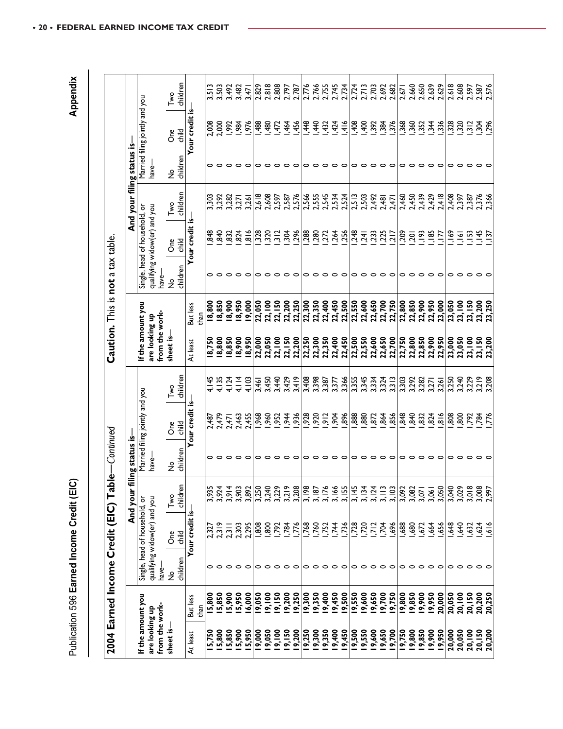Publication 596 **Earned Income Credit (EIC)**

**Appendix**

## 2004 Earned Income Credit (EIC) Table—*Continued*

**Caution.** This is **not** a tax table.

| If the amount you are looking up from the worksheet is— | | And your filing status is— Single, head of household, or qualifying widow(er) and you have— | | | Married filing jointly and you have— | | |
|---|---|---|---|---|---|---|---|
| At least | But less than | No children | One child | Two children | No children | One child | Two children |
| | | Your credit is— | | | Your credit is— | | |
| **15,750** | **15,800** | 0 | 2,327 | 3,935 | 0 | 2,487 | 4,145 |
| **15,800** | **15,850** | 0 | 2,319 | 3,924 | 0 | 2,479 | 4,135 |
| **15,850** | **15,900** | 0 | 2,311 | 3,914 | 0 | 2,471 | 4,124 |
| **15,900** | **15,950** | 0 | 2,303 | 3,903 | 0 | 2,463 | 4,114 |
| **15,950** | **16,000** | 0 | 2,295 | 3,892 | 0 | 2,455 | 4,103 |
| **19,000** | **19,050** | 0 | 1,808 | 3,250 | 0 | 1,968 | 3,461 |
| **19,050** | **19,100** | 0 | 1,800 | 3,240 | 0 | 1,960 | 3,450 |
| **19,100** | **19,150** | 0 | 1,792 | 3,229 | 0 | 1,952 | 3,440 |
| **19,150** | **19,200** | 0 | 1,784 | 3,219 | 0 | 1,944 | 3,429 |
| **19,200** | **19,250** | 0 | 1,776 | 3,208 | 0 | 1,936 | 3,419 |
| **19,250** | **19,300** | 0 | 1,768 | 3,198 | 0 | 1,928 | 3,408 |
| **19,300** | **19,350** | 0 | 1,760 | 3,187 | 0 | 1,920 | 3,398 |
| **19,350** | **19,400** | 0 | 1,752 | 3,176 | 0 | 1,912 | 3,387 |
| **19,400** | **19,450** | 0 | 1,744 | 3,166 | 0 | 1,904 | 3,377 |
| **19,450** | **19,500** | 0 | 1,736 | 3,155 | 0 | 1,896 | 3,366 |
| **19,500** | **19,550** | 0 | 1,728 | 3,145 | 0 | 1,888 | 3,355 |
| **19,550** | **19,600** | 0 | 1,720 | 3,134 | 0 | 1,880 | 3,345 |
| **19,600** | **19,650** | 0 | 1,712 | 3,124 | 0 | 1,872 | 3,334 |
| **19,650** | **19,700** | 0 | 1,704 | 3,113 | 0 | 1,864 | 3,324 |
| **19,700** | **19,750** | 0 | 1,696 | 3,103 | 0 | 1,856 | 3,313 |
| **19,750** | **19,800** | 0 | 1,688 | 3,092 | 0 | 1,848 | 3,303 |
| **19,800** | **19,850** | 0 | 1,680 | 3,082 | 0 | 1,840 | 3,292 |
| **19,850** | **19,900** | 0 | 1,672 | 3,071 | 0 | 1,832 | 3,282 |
| **19,900** | **19,950** | 0 | 1,664 | 3,061 | 0 | 1,824 | 3,271 |
| **19,950** | **20,000** | 0 | 1,656 | 3,050 | 0 | 1,816 | 3,261 |
| **20,000** | **20,050** | 0 | 1,648 | 3,040 | 0 | 1,808 | 3,250 |
| **20,050** | **20,100** | 0 | 1,640 | 3,029 | 0 | 1,800 | 3,240 |
| **20,100** | **20,150** | 0 | 1,632 | 3,018 | 0 | 1,792 | 3,229 |
| **20,150** | **20,200** | 0 | 1,624 | 3,008 | 0 | 1,784 | 3,219 |
| **20,200** | **20,250** | 0 | 1,616 | 2,997 | 0 | 1,776 | 3,208 |
| **18,750** | **18,800** | 0 | 1,848 | 3,303 | 0 | 2,008 | 3,513 |
| **18,800** | **18,850** | 0 | 1,840 | 3,292 | 0 | 2,000 | 3,503 |
| **18,850** | **18,900** | 0 | 1,832 | 3,282 | 0 | 1,992 | 3,492 |
| **18,900** | **18,950** | 0 | 1,824 | 3,271 | 0 | 1,984 | 3,482 |
| **18,950** | **19,000** | 0 | 1,816 | 3,261 | 0 | 1,976 | 3,471 |
| **22,000** | **22,050** | 0 | 1,328 | 2,618 | 0 | 1,488 | 2,829 |
| **22,050** | **22,100** | 0 | 1,320 | 2,608 | 0 | 1,480 | 2,818 |
| **22,100** | **22,150** | 0 | 1,312 | 2,597 | 0 | 1,472 | 2,808 |
| **22,150** | **22,200** | 0 | 1,304 | 2,587 | 0 | 1,464 | 2,797 |
| **22,200** | **22,250** | 0 | 1,296 | 2,576 | 0 | 1,456 | 2,787 |
| **22,250** | **22,300** | 0 | 1,288 | 2,566 | 0 | 1,448 | 2,776 |
| **22,300** | **22,350** | 0 | 1,280 | 2,555 | 0 | 1,440 | 2,766 |
| **22,350** | **22,400** | 0 | 1,272 | 2,545 | 0 | 1,432 | 2,755 |
| **22,400** | **22,450** | 0 | 1,264 | 2,534 | 0 | 1,424 | 2,745 |
| **22,450** | **22,500** | 0 | 1,256 | 2,524 | 0 | 1,416 | 2,734 |
| **22,500** | **22,550** | 0 | 1,248 | 2,513 | 0 | 1,408 | 2,724 |
| **22,550** | **22,600** | 0 | 1,241 | 2,503 | 0 | 1,400 | 2,713 |
| **22,600** | **22,650** | 0 | 1,233 | 2,492 | 0 | 1,392 | 2,703 |
| **22,650** | **22,700** | 0 | 1,225 | 2,481 | 0 | 1,384 | 2,692 |
| **22,700** | **22,750** | 0 | 1,217 | 2,471 | 0 | 1,376 | 2,682 |
| **22,750** | **22,800** | 0 | 1,209 | 2,460 | 0 | 1,368 | 2,671 |
| **22,800** | **22,850** | 0 | 1,201 | 2,450 | 0 | 1,360 | 2,660 |
| **22,850** | **22,900** | 0 | 1,193 | 2,439 | 0 | 1,352 | 2,650 |
| **22,900** | **22,950** | 0 | 1,185 | 2,429 | 0 | 1,344 | 2,639 |
| **22,950** | **23,000** | 0 | 1,177 | 2,418 | 0 | 1,336 | 2,629 |
| **23,000** | **23,050** | 0 | 1,169 | 2,408 | 0 | 1,328 | 2,618 |
| **23,050** | **23,100** | 0 | 1,161 | 2,397 | 0 | 1,320 | 2,608 |
| **23,100** | **23,150** | 0 | 1,153 | 2,387 | 0 | 1,312 | 2,597 |
| **23,150** | **23,200** | 0 | 1,145 | 2,376 | 0 | 1,304 | 2,587 |
| **23,200** | **23,250** | 0 | 1,137 | 2,366 | 0 | 1,296 | 2,576 |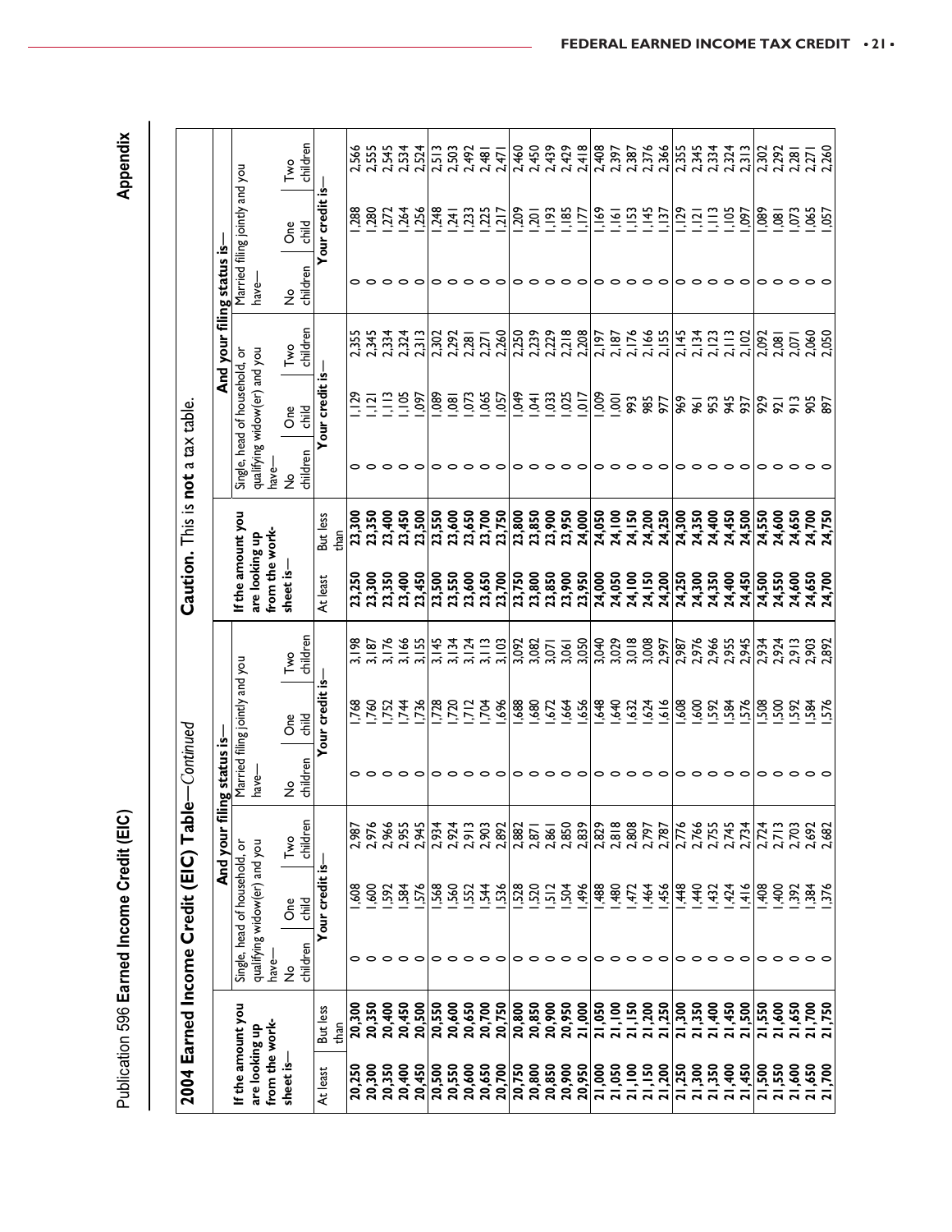## 2004 Earned Income Credit (EIC) Table—*Continued*

**Caution.** This is **not** a tax table.

| If the amount you are looking up from the worksheet is— | | And your filing status is— | | | | | |
|---|---|---|---|---|---|---|---|
| | | Single, head of household, or qualifying widow(er) and you have— | | | Married filing jointly and you have— | | |
| At least | But less than | No children | One child | Two children | No children | One child | Two children |
| | | Your credit is— | | | Your credit is— | | |
| **20,250** | **20,300** | 0 | 1,608 | 2,987 | 0 | 1,768 | 3,198 |
| **20,300** | **20,350** | 0 | 1,600 | 2,976 | 0 | 1,760 | 3,187 |
| **20,350** | **20,400** | 0 | 1,592 | 2,966 | 0 | 1,752 | 3,176 |
| **20,400** | **20,450** | 0 | 1,584 | 2,955 | 0 | 1,744 | 3,166 |
| **20,450** | **20,500** | 0 | 1,576 | 2,945 | 0 | 1,736 | 3,155 |
| **20,500** | **20,550** | 0 | 1,568 | 2,934 | 0 | 1,728 | 3,145 |
| **20,550** | **20,600** | 0 | 1,560 | 2,924 | 0 | 1,720 | 3,134 |
| **20,600** | **20,650** | 0 | 1,552 | 2,913 | 0 | 1,712 | 3,124 |
| **20,650** | **20,700** | 0 | 1,544 | 2,903 | 0 | 1,704 | 3,113 |
| **20,700** | **20,750** | 0 | 1,536 | 2,892 | 0 | 1,696 | 3,103 |
| **20,750** | **20,800** | 0 | 1,528 | 2,882 | 0 | 1,688 | 3,092 |
| **20,800** | **20,850** | 0 | 1,520 | 2,871 | 0 | 1,680 | 3,082 |
| **20,850** | **20,900** | 0 | 1,512 | 2,861 | 0 | 1,672 | 3,071 |
| **20,900** | **20,950** | 0 | 1,504 | 2,850 | 0 | 1,664 | 3,061 |
| **20,950** | **21,000** | 0 | 1,496 | 2,839 | 0 | 1,656 | 3,050 |
| **21,000** | **21,050** | 0 | 1,488 | 2,829 | 0 | 1,648 | 3,040 |
| **21,050** | **21,100** | 0 | 1,480 | 2,818 | 0 | 1,640 | 3,029 |
| **21,100** | **21,150** | 0 | 1,472 | 2,808 | 0 | 1,632 | 3,018 |
| **21,150** | **21,200** | 0 | 1,464 | 2,797 | 0 | 1,624 | 3,008 |
| **21,200** | **21,250** | 0 | 1,456 | 2,787 | 0 | 1,616 | 2,997 |
| **21,250** | **21,300** | 0 | 1,448 | 2,776 | 0 | 1,608 | 2,987 |
| **21,300** | **21,350** | 0 | 1,440 | 2,766 | 0 | 1,600 | 2,976 |
| **21,350** | **21,400** | 0 | 1,432 | 2,755 | 0 | 1,592 | 2,966 |
| **21,400** | **21,450** | 0 | 1,424 | 2,745 | 0 | 1,584 | 2,955 |
| **21,450** | **21,500** | 0 | 1,416 | 2,734 | 0 | 1,576 | 2,945 |
| **21,500** | **21,550** | 0 | 1,408 | 2,724 | 0 | 1,508 | 2,934 |
| **21,550** | **21,600** | 0 | 1,400 | 2,713 | 0 | 1,500 | 2,924 |
| **21,600** | **21,650** | 0 | 1,392 | 2,703 | 0 | 1,592 | 2,913 |
| **21,650** | **21,700** | 0 | 1,384 | 2,692 | 0 | 1,584 | 2,903 |
| **21,700** | **21,750** | 0 | 1,376 | 2,682 | 0 | 1,576 | 2,892 |
| **23,250** | **23,300** | 0 | 1,129 | 2,355 | 0 | 1,288 | 2,566 |
| **23,300** | **23,350** | 0 | 1,121 | 2,345 | 0 | 1,280 | 2,555 |
| **23,350** | **23,400** | 0 | 1,113 | 2,334 | 0 | 1,272 | 2,545 |
| **23,400** | **23,450** | 0 | 1,105 | 2,324 | 0 | 1,264 | 2,534 |
| **23,450** | **23,500** | 0 | 1,097 | 2,313 | 0 | 1,256 | 2,524 |
| **23,500** | **23,550** | 0 | 1,089 | 2,302 | 0 | 1,248 | 2,513 |
| **23,550** | **23,600** | 0 | 1,081 | 2,292 | 0 | 1,241 | 2,503 |
| **23,600** | **23,650** | 0 | 1,073 | 2,281 | 0 | 1,233 | 2,492 |
| **23,650** | **23,700** | 0 | 1,065 | 2,271 | 0 | 1,225 | 2,481 |
| **23,700** | **23,750** | 0 | 1,057 | 2,260 | 0 | 1,217 | 2,471 |
| **23,750** | **23,800** | 0 | 1,049 | 2,250 | 0 | 1,209 | 2,460 |
| **23,800** | **23,850** | 0 | 1,041 | 2,239 | 0 | 1,201 | 2,450 |
| **23,850** | **23,900** | 0 | 1,033 | 2,229 | 0 | 1,193 | 2,439 |
| **23,900** | **23,950** | 0 | 1,025 | 2,218 | 0 | 1,185 | 2,429 |
| **23,950** | **24,000** | 0 | 1,017 | 2,208 | 0 | 1,177 | 2,418 |
| **24,000** | **24,050** | 0 | 1,009 | 2,197 | 0 | 1,169 | 2,408 |
| **24,050** | **24,100** | 0 | 1,001 | 2,187 | 0 | 1,161 | 2,397 |
| **24,100** | **24,150** | 0 | 993 | 2,176 | 0 | 1,153 | 2,387 |
| **24,150** | **24,200** | 0 | 985 | 2,166 | 0 | 1,145 | 2,376 |
| **24,200** | **24,250** | 0 | 977 | 2,155 | 0 | 1,137 | 2,366 |
| **24,250** | **24,300** | 0 | 969 | 2,145 | 0 | 1,129 | 2,355 |
| **24,300** | **24,350** | 0 | 961 | 2,134 | 0 | 1,121 | 2,345 |
| **24,350** | **24,400** | 0 | 953 | 2,123 | 0 | 1,113 | 2,334 |
| **24,400** | **24,450** | 0 | 945 | 2,113 | 0 | 1,105 | 2,324 |
| **24,450** | **24,500** | 0 | 937 | 2,102 | 0 | 1,097 | 2,313 |
| **24,500** | **24,550** | 0 | 929 | 2,092 | 0 | 1,089 | 2,302 |
| **24,550** | **24,600** | 0 | 921 | 2,081 | 0 | 1,081 | 2,292 |
| **24,600** | **24,650** | 0 | 913 | 2,071 | 0 | 1,073 | 2,281 |
| **24,650** | **24,700** | 0 | 905 | 2,060 | 0 | 1,065 | 2,271 |
| **24,700** | **24,750** | 0 | 897 | 2,050 | 0 | 1,057 | 2,260 |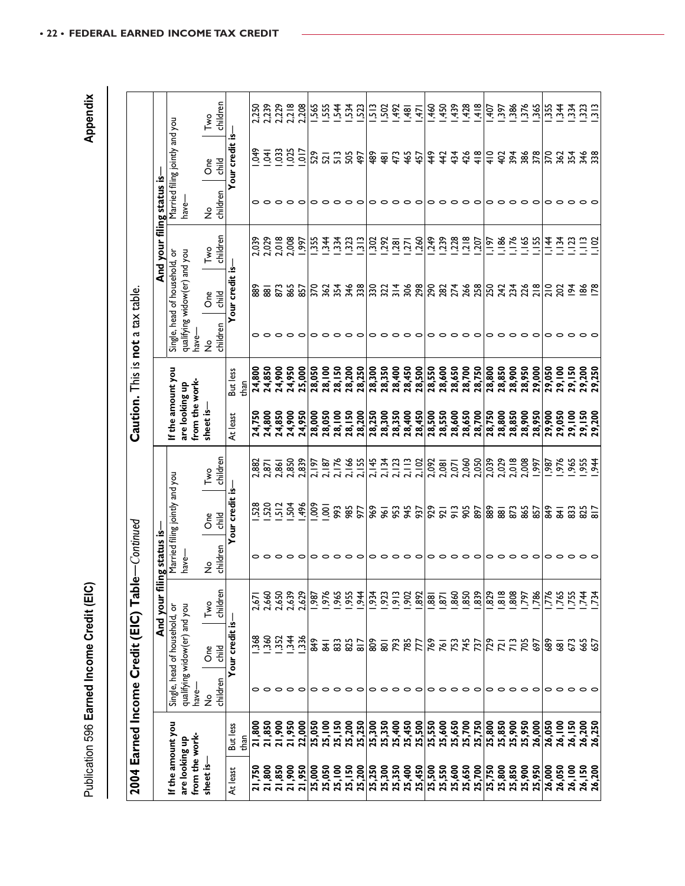# Appendix

## 2004 Earned Income Credit (EIC) Table—*Continued*

**Caution.** This is **not** a tax table.

| If the amount you are looking up from the worksheet is— | | And your filing status is— | | | | | | If the amount you are looking up from the worksheet is— | | And your filing status is— | | | | | |
|---|---|---|---|---|---|---|---|---|---|---|---|---|---|---|---|
| | | Single, head of household, or qualifying widow(er) and you have— | | | Married filing jointly and you have— | | | | | Single, head of household, or qualifying widow(er) and you have— | | | Married filing jointly and you have— | | |
| At least | But less than | No children | One child | Two children | No children | One child | Two children | At least | But less than | No children | One child | Two children | No children | One child | Two children |
| | | Your credit is— | | | Your credit is— | | | | | Your credit is— | | | Your credit is— | | |
| **21,750** | **21,800** | 0 | 1,368 | 2,671 | 0 | 1,528 | 2,882 | **24,750** | **24,800** | 0 | 889 | 2,039 | 0 | 1,049 | 2,250 |
| **21,800** | **21,850** | 0 | 1,360 | 2,660 | 0 | 1,520 | 2,871 | **24,800** | **24,850** | 0 | 881 | 2,029 | 0 | 1,041 | 2,239 |
| **21,850** | **21,900** | 0 | 1,352 | 2,650 | 0 | 1,512 | 2,861 | **24,850** | **24,900** | 0 | 873 | 2,018 | 0 | 1,033 | 2,229 |
| **21,900** | **21,950** | 0 | 1,344 | 2,639 | 0 | 1,504 | 2,850 | **24,900** | **24,950** | 0 | 865 | 2,008 | 0 | 1,025 | 2,218 |
| **21,950** | **22,000** | 0 | 1,336 | 2,629 | 0 | 1,496 | 2,839 | **24,950** | **25,000** | 0 | 857 | 1,997 | 0 | 1,017 | 2,208 |
| **25,000** | **25,050** | 0 | 849 | 1,987 | 0 | 1,009 | 2,197 | **28,000** | **28,050** | 0 | 370 | 1,355 | 0 | 529 | 1,565 |
| **25,050** | **25,100** | 0 | 841 | 1,976 | 0 | 1,001 | 2,187 | **28,050** | **28,100** | 0 | 362 | 1,344 | 0 | 521 | 1,555 |
| **25,100** | **25,150** | 0 | 833 | 1,965 | 0 | 993 | 2,176 | **28,100** | **28,150** | 0 | 354 | 1,334 | 0 | 513 | 1,544 |
| **25,150** | **25,200** | 0 | 825 | 1,955 | 0 | 985 | 2,166 | **28,150** | **28,200** | 0 | 346 | 1,323 | 0 | 505 | 1,534 |
| **25,200** | **25,250** | 0 | 817 | 1,944 | 0 | 977 | 2,155 | **28,200** | **28,250** | 0 | 338 | 1,313 | 0 | 497 | 1,523 |
| **25,250** | **25,300** | 0 | 809 | 1,934 | 0 | 969 | 2,145 | **28,250** | **28,300** | 0 | 330 | 1,302 | 0 | 489 | 1,513 |
| **25,300** | **25,350** | 0 | 801 | 1,923 | 0 | 961 | 2,134 | **28,300** | **28,350** | 0 | 322 | 1,292 | 0 | 481 | 1,502 |
| **25,350** | **25,400** | 0 | 793 | 1,913 | 0 | 953 | 2,123 | **28,350** | **28,400** | 0 | 314 | 1,281 | 0 | 473 | 1,492 |
| **25,400** | **25,450** | 0 | 785 | 1,902 | 0 | 945 | 2,113 | **28,400** | **28,450** | 0 | 306 | 1,271 | 0 | 465 | 1,481 |
| **25,450** | **25,500** | 0 | 777 | 1,892 | 0 | 937 | 2,102 | **28,450** | **28,500** | 0 | 298 | 1,260 | 0 | 457 | 1,471 |
| **25,500** | **25,550** | 0 | 769 | 1,881 | 0 | 929 | 2,092 | **28,500** | **28,550** | 0 | 290 | 1,249 | 0 | 449 | 1,460 |
| **25,550** | **25,600** | 0 | 761 | 1,871 | 0 | 921 | 2,081 | **28,550** | **28,600** | 0 | 282 | 1,239 | 0 | 442 | 1,450 |
| **25,600** | **25,650** | 0 | 753 | 1,860 | 0 | 913 | 2,071 | **28,600** | **28,650** | 0 | 274 | 1,228 | 0 | 434 | 1,439 |
| **25,650** | **25,700** | 0 | 745 | 1,850 | 0 | 905 | 2,060 | **28,650** | **28,700** | 0 | 266 | 1,218 | 0 | 426 | 1,428 |
| **25,700** | **25,750** | 0 | 737 | 1,839 | 0 | 897 | 2,050 | **28,700** | **28,750** | 0 | 258 | 1,207 | 0 | 418 | 1,418 |
| **25,750** | **25,800** | 0 | 729 | 1,829 | 0 | 889 | 2,039 | **28,750** | **28,800** | 0 | 250 | 1,197 | 0 | 410 | 1,407 |
| **25,800** | **25,850** | 0 | 721 | 1,818 | 0 | 881 | 2,029 | **28,800** | **28,850** | 0 | 242 | 1,186 | 0 | 402 | 1,397 |
| **25,850** | **25,900** | 0 | 713 | 1,808 | 0 | 873 | 2,018 | **28,850** | **28,900** | 0 | 234 | 1,176 | 0 | 394 | 1,386 |
| **25,900** | **25,950** | 0 | 705 | 1,797 | 0 | 865 | 2,008 | **28,900** | **28,950** | 0 | 226 | 1,165 | 0 | 386 | 1,376 |
| **25,950** | **26,000** | 0 | 697 | 1,786 | 0 | 857 | 1,997 | **28,950** | **29,000** | 0 | 218 | 1,155 | 0 | 378 | 1,365 |
| **26,000** | **26,050** | 0 | 689 | 1,776 | 0 | 849 | 1,987 | **29,900** | **29,050** | 0 | 210 | 1,144 | 0 | 370 | 1,355 |
| **26,050** | **26,100** | 0 | 681 | 1,765 | 0 | 841 | 1,976 | **29,050** | **29,100** | 0 | 202 | 1,134 | 0 | 362 | 1,344 |
| **26,100** | **26,150** | 0 | 673 | 1,755 | 0 | 833 | 1,965 | **29,100** | **29,150** | 0 | 194 | 1,123 | 0 | 354 | 1,334 |
| **26,150** | **26,200** | 0 | 665 | 1,744 | 0 | 825 | 1,955 | **29,150** | **29,200** | 0 | 186 | 1,113 | 0 | 346 | 1,323 |
| **26,200** | **26,250** | 0 | 657 | 1,734 | 0 | 817 | 1,944 | **29,200** | **29,250** | 0 | 178 | 1,102 | 0 | 338 | 1,313 |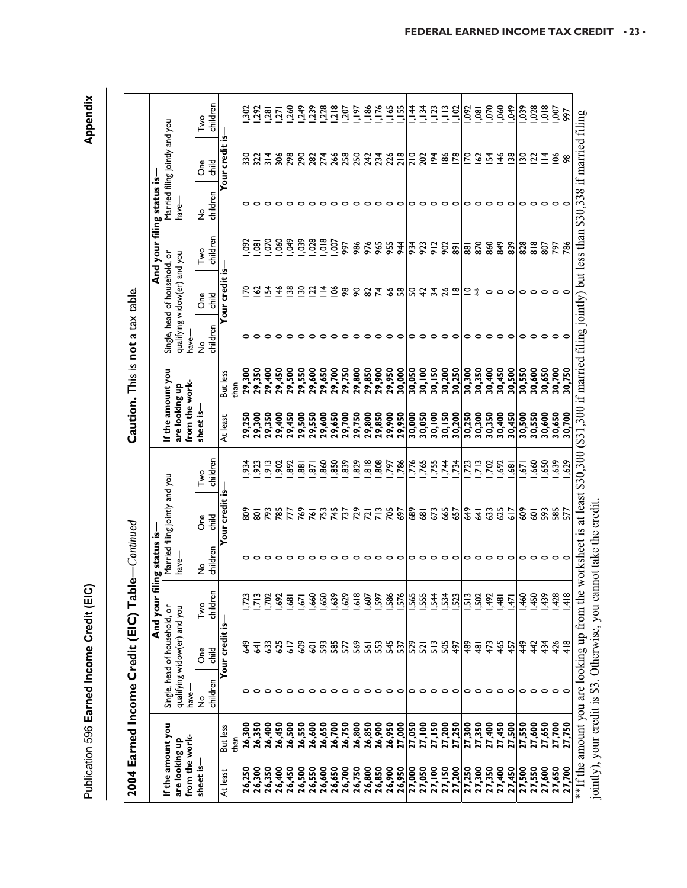# 2004 Earned Income Credit (EIC) Table—*Continued*

**Caution.** This is **not** a tax table.

| If the amount you are looking up from the worksheet is— | | And your filing status is— | | | | | | If the amount you are looking up from the worksheet is— | | And your filing status is— | | | | | |
|---|---|---|---|---|---|---|---|---|---|---|---|---|---|---|---|
| | | Single, head of household, or qualifying widow(er) and you have— | | | Married filing jointly and you have— | | | | | Single, head of household, or qualifying widow(er) and you have— | | | Married filing jointly and you have— | | |
| At least | But less than | No children | One child | Two children | No children | One child | Two children | At least | But less than | No children | One child | Two children | No children | One child | Two children |
| | | Your credit is— | | | Your credit is— | | | | | Your credit is— | | | Your credit is— | | |
| **26,250** | **26,300** | 0 | 649 | 1,723 | 0 | 809 | 1,934 | **29,250** | **29,300** | 0 | 170 | 1,092 | 0 | 330 | 1,302 |
| **26,300** | **26,350** | 0 | 641 | 1,713 | 0 | 801 | 1,923 | **29,300** | **29,350** | 0 | 162 | 1,081 | 0 | 322 | 1,292 |
| **26,350** | **26,400** | 0 | 633 | 1,702 | 0 | 793 | 1,913 | **29,350** | **29,400** | 0 | 154 | 1,070 | 0 | 314 | 1,281 |
| **26,400** | **26,450** | 0 | 625 | 1,692 | 0 | 785 | 1,902 | **29,400** | **29,450** | 0 | 146 | 1,060 | 0 | 306 | 1,271 |
| **26,450** | **26,500** | 0 | 617 | 1,681 | 0 | 777 | 1,892 | **29,450** | **29,500** | 0 | 138 | 1,049 | 0 | 298 | 1,260 |
| **26,500** | **26,550** | 0 | 609 | 1,671 | 0 | 769 | 1,881 | **29,500** | **29,550** | 0 | 130 | 1,039 | 0 | 290 | 1,249 |
| **26,550** | **26,600** | 0 | 601 | 1,660 | 0 | 761 | 1,871 | **29,550** | **29,600** | 0 | 122 | 1,028 | 0 | 282 | 1,239 |
| **26,600** | **26,650** | 0 | 593 | 1,650 | 0 | 753 | 1,860 | **29,600** | **29,650** | 0 | 114 | 1,018 | 0 | 274 | 1,228 |
| **26,650** | **26,700** | 0 | 585 | 1,639 | 0 | 745 | 1,850 | **29,650** | **29,700** | 0 | 106 | 1,007 | 0 | 266 | 1,218 |
| **26,700** | **26,750** | 0 | 577 | 1,629 | 0 | 737 | 1,839 | **29,700** | **29,750** | 0 | 98 | 997 | 0 | 258 | 1,207 |
| **26,750** | **26,800** | 0 | 569 | 1,618 | 0 | 729 | 1,829 | **29,750** | **29,800** | 0 | 90 | 986 | 0 | 250 | 1,197 |
| **26,800** | **26,850** | 0 | 561 | 1,607 | 0 | 721 | 1,818 | **29,800** | **29,850** | 0 | 82 | 976 | 0 | 242 | 1,186 |
| **26,850** | **26,900** | 0 | 553 | 1,597 | 0 | 713 | 1,808 | **29,850** | **29,900** | 0 | 74 | 965 | 0 | 234 | 1,176 |
| **26,900** | **26,950** | 0 | 545 | 1,586 | 0 | 705 | 1,797 | **29,900** | **29,950** | 0 | 66 | 955 | 0 | 226 | 1,165 |
| **26,950** | **27,000** | 0 | 537 | 1,576 | 0 | 697 | 1,786 | **29,950** | **30,000** | 0 | 58 | 944 | 0 | 218 | 1,155 |
| **27,000** | **27,050** | 0 | 529 | 1,565 | 0 | 689 | 1,776 | **30,000** | **30,050** | 0 | 50 | 934 | 0 | 210 | 1,144 |
| **27,050** | **27,100** | 0 | 521 | 1,555 | 0 | 681 | 1,765 | **30,050** | **30,100** | 0 | 42 | 923 | 0 | 202 | 1,134 |
| **27,100** | **27,150** | 0 | 513 | 1,544 | 0 | 673 | 1,755 | **30,100** | **30,150** | 0 | 34 | 912 | 0 | 194 | 1,123 |
| **27,150** | **27,200** | 0 | 505 | 1,534 | 0 | 665 | 1,744 | **30,150** | **30,200** | 0 | 26 | 902 | 0 | 186 | 1,113 |
| **27,200** | **27,250** | 0 | 497 | 1,523 | 0 | 657 | 1,734 | **30,200** | **30,250** | 0 | 18 | 891 | 0 | 178 | 1,102 |
| **27,250** | **27,300** | 0 | 489 | 1,513 | 0 | 649 | 1,723 | **30,250** | **30,300** | 0 | 10 | 881 | 0 | 170 | 1,092 |
| **27,300** | **27,350** | 0 | 481 | 1,502 | 0 | 641 | 1,713 | **30,300** | **30,350** | 0 | ** | 870 | 0 | 162 | 1,081 |
| **27,350** | **27,400** | 0 | 473 | 1,492 | 0 | 633 | 1,702 | **30,350** | **30,400** | 0 | 0 | 860 | 0 | 154 | 1,070 |
| **27,400** | **27,450** | 0 | 465 | 1,481 | 0 | 625 | 1,692 | **30,400** | **30,450** | 0 | 0 | 849 | 0 | 146 | 1,060 |
| **27,450** | **27,500** | 0 | 457 | 1,471 | 0 | 617 | 1,681 | **30,450** | **30,500** | 0 | 0 | 839 | 0 | 138 | 1,049 |
| **27,500** | **27,550** | 0 | 449 | 1,460 | 0 | 609 | 1,671 | **30,500** | **30,550** | 0 | 0 | 828 | 0 | 130 | 1,039 |
| **27,550** | **27,600** | 0 | 442 | 1,450 | 0 | 601 | 1,660 | **30,550** | **30,600** | 0 | 0 | 818 | 0 | 122 | 1,028 |
| **27,600** | **27,650** | 0 | 434 | 1,439 | 0 | 593 | 1,650 | **30,600** | **30,650** | 0 | 0 | 807 | 0 | 114 | 1,018 |
| **27,650** | **27,700** | 0 | 426 | 1,428 | 0 | 585 | 1,639 | **30,650** | **30,700** | 0 | 0 | 797 | 0 | 106 | 1,007 |
| **27,700** | **27,750** | 0 | 418 | 1,418 | 0 | 577 | 1,629 | **30,700** | **30,750** | 0 | 0 | 786 | 0 | 98 | 997 |

**If the amount you are looking up from the worksheet is at least $30,300 ($31,300 if married filing jointly) but less than $30,338 if married filing jointly), your credit is $3. Otherwise, you cannot take the credit.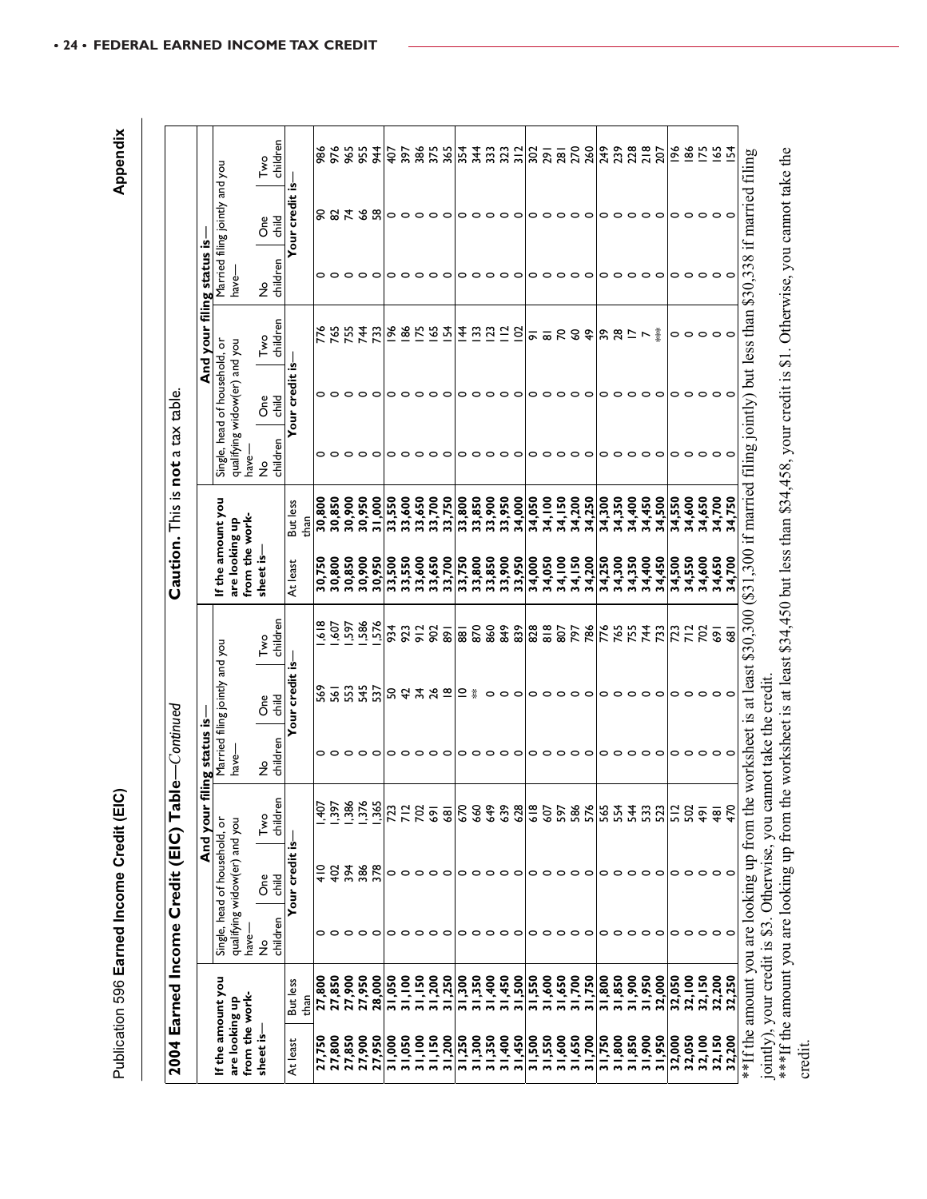Appendix

# 2004 Earned Income Credit (EIC) Table—*Continued*

**Caution.** This is **not** a tax table.

| If the amount you are looking up from the worksheet is— | | And your filing status is— Single, head of household, or qualifying widow(er) and you have— | | | Married filing jointly and you have— | | |
|---|---|---|---|---|---|---|---|
| At least | But less than | No children | One child | Two children | No children | One child | Two children |
| | | Your credit is— | | | Your credit is— | | |
| 27,750 | 27,800 | 0 | 410 | 1,407 | 0 | 569 | 1,618 |
| 27,800 | 27,850 | 0 | 402 | 1,397 | 0 | 561 | 1,607 |
| 27,850 | 27,900 | 0 | 394 | 1,386 | 0 | 553 | 1,597 |
| 27,900 | 27,950 | 0 | 386 | 1,376 | 0 | 545 | 1,586 |
| 27,950 | 28,000 | 0 | 378 | 1,365 | 0 | 537 | 1,576 |
| 31,000 | 31,050 | 0 | 0 | 723 | 0 | 50 | 934 |
| 31,050 | 31,100 | 0 | 0 | 712 | 0 | 42 | 923 |
| 31,100 | 31,150 | 0 | 0 | 702 | 0 | 34 | 912 |
| 31,150 | 31,200 | 0 | 0 | 691 | 0 | 26 | 902 |
| 31,200 | 31,250 | 0 | 0 | 681 | 0 | 18 | 891 |
| 31,250 | 31,300 | 0 | 0 | 670 | 0 | 10 | 881 |
| 31,300 | 31,350 | 0 | 0 | 660 | 0 | ** | 870 |
| 31,350 | 31,400 | 0 | 0 | 649 | 0 | 0 | 860 |
| 31,400 | 31,450 | 0 | 0 | 639 | 0 | 0 | 849 |
| 31,450 | 31,500 | 0 | 0 | 628 | 0 | 0 | 839 |
| 31,500 | 31,550 | 0 | 0 | 618 | 0 | 0 | 828 |
| 31,550 | 31,600 | 0 | 0 | 607 | 0 | 0 | 818 |
| 31,600 | 31,650 | 0 | 0 | 597 | 0 | 0 | 807 |
| 31,650 | 31,700 | 0 | 0 | 586 | 0 | 0 | 797 |
| 31,700 | 31,750 | 0 | 0 | 576 | 0 | 0 | 786 |
| 31,750 | 31,800 | 0 | 0 | 565 | 0 | 0 | 776 |
| 31,800 | 31,850 | 0 | 0 | 554 | 0 | 0 | 765 |
| 31,850 | 31,900 | 0 | 0 | 544 | 0 | 0 | 755 |
| 31,900 | 31,950 | 0 | 0 | 533 | 0 | 0 | 744 |
| 31,950 | 32,000 | 0 | 0 | 523 | 0 | 0 | 733 |
| 32,000 | 32,050 | 0 | 0 | 512 | 0 | 0 | 723 |
| 32,050 | 32,100 | 0 | 0 | 502 | 0 | 0 | 712 |
| 32,100 | 32,150 | 0 | 0 | 491 | 0 | 0 | 702 |
| 32,150 | 32,200 | 0 | 0 | 481 | 0 | 0 | 691 |
| 32,200 | 32,250 | 0 | 0 | 470 | 0 | 0 | 681 |

| If the amount you are looking up from the worksheet is— | | And your filing status is— Single, head of household, or qualifying widow(er) and you have— | | | Married filing jointly and you have— | | |
|---|---|---|---|---|---|---|---|
| At least | But less than | No children | One child | Two children | No children | One child | Two children |
| | | Your credit is— | | | Your credit is— | | |
| 30,750 | 30,800 | 0 | 0 | 776 | 0 | 90 | 986 |
| 30,800 | 30,850 | 0 | 0 | 765 | 0 | 82 | 976 |
| 30,850 | 30,900 | 0 | 0 | 755 | 0 | 74 | 965 |
| 30,900 | 30,950 | 0 | 0 | 744 | 0 | 66 | 955 |
| 30,950 | 31,000 | 0 | 0 | 733 | 0 | 58 | 944 |
| 33,500 | 33,550 | 0 | 0 | 196 | 0 | 0 | 407 |
| 33,550 | 33,600 | 0 | 0 | 186 | 0 | 0 | 397 |
| 33,600 | 33,650 | 0 | 0 | 175 | 0 | 0 | 386 |
| 33,650 | 33,700 | 0 | 0 | 165 | 0 | 0 | 375 |
| 33,700 | 33,750 | 0 | 0 | 154 | 0 | 0 | 365 |
| 33,750 | 33,800 | 0 | 0 | 144 | 0 | 0 | 354 |
| 33,800 | 33,850 | 0 | 0 | 133 | 0 | 0 | 344 |
| 33,850 | 33,900 | 0 | 0 | 123 | 0 | 0 | 333 |
| 33,900 | 33,950 | 0 | 0 | 112 | 0 | 0 | 323 |
| 33,950 | 34,000 | 0 | 0 | 102 | 0 | 0 | 312 |
| 34,000 | 34,050 | 0 | 0 | 91 | 0 | 0 | 302 |
| 34,050 | 34,100 | 0 | 0 | 81 | 0 | 0 | 291 |
| 34,100 | 34,150 | 0 | 0 | 70 | 0 | 0 | 281 |
| 34,150 | 34,200 | 0 | 0 | 60 | 0 | 0 | 270 |
| 34,200 | 34,250 | 0 | 0 | 49 | 0 | 0 | 260 |
| 34,250 | 34,300 | 0 | 0 | 39 | 0 | 0 | 249 |
| 34,300 | 34,350 | 0 | 0 | 28 | 0 | 0 | 239 |
| 34,350 | 34,400 | 0 | 0 | 17 | 0 | 0 | 228 |
| 34,400 | 34,450 | 0 | 0 | 7 | 0 | 0 | 218 |
| 34,450 | 34,500 | 0 | 0 | *** | 0 | 0 | 207 |
| 34,500 | 34,550 | 0 | 0 | 0 | 0 | 0 | 196 |
| 34,550 | 34,600 | 0 | 0 | 0 | 0 | 0 | 186 |
| 34,600 | 34,650 | 0 | 0 | 0 | 0 | 0 | 175 |
| 34,650 | 34,700 | 0 | 0 | 0 | 0 | 0 | 165 |
| 34,700 | 34,750 | 0 | 0 | 0 | 0 | 0 | 154 |

**If the amount you are looking up from the worksheet is at least $30,300 ($31,300 if married filing jointly) but less than $30,338 if married filing jointly), your credit is $3. Otherwise, you cannot take the credit.

***If the amount you are looking up from the worksheet is at least $34,450 but less than $34,458, your credit is $1. Otherwise, you cannot take the credit.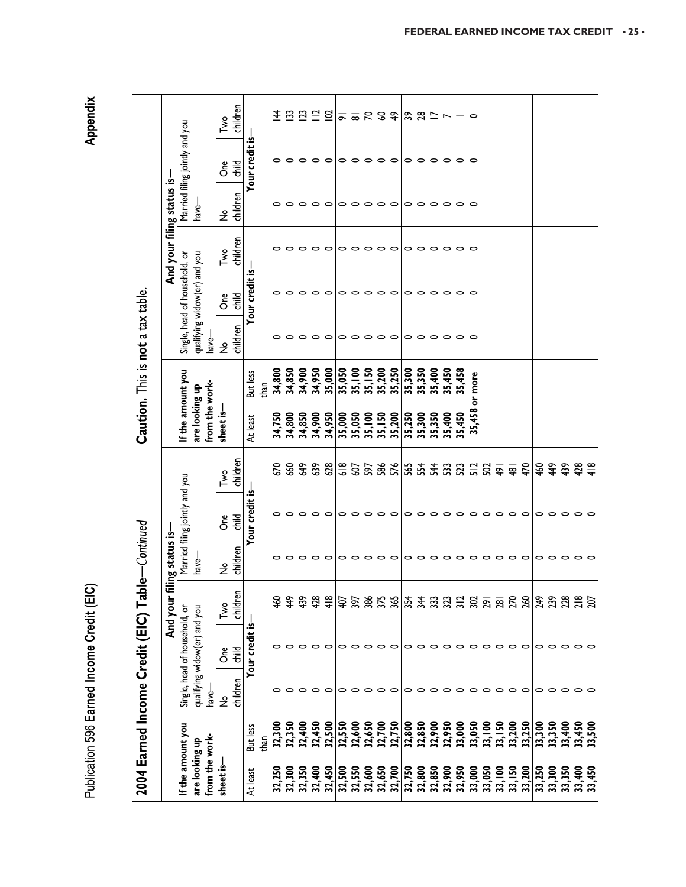Publication 596 **Earned Income Credit (EIC)**

**Appendix**

## 2004 Earned Income Credit (EIC) Table—*Continued*

**Caution.** This is **not** a tax table.

| If the amount you are looking up from the worksheet is— | | And your filing status is— Single, head of household, or qualifying widow(er) and you have— | | | Married filing jointly and you have— | | |
|---|---|---|---|---|---|---|---|
| At least | But less than | No children | One child | Two children | No children | One child | Two children |
| | | Your credit is— | | | Your credit is— | | |
| 32,250 | 32,300 | 0 | 0 | 460 | 0 | 0 | 670 |
| 32,300 | 32,350 | 0 | 0 | 449 | 0 | 0 | 660 |
| 32,350 | 32,400 | 0 | 0 | 439 | 0 | 0 | 649 |
| 32,400 | 32,450 | 0 | 0 | 428 | 0 | 0 | 639 |
| 32,450 | 32,500 | 0 | 0 | 418 | 0 | 0 | 628 |
| 32,500 | 32,550 | 0 | 0 | 407 | 0 | 0 | 618 |
| 32,550 | 32,600 | 0 | 0 | 397 | 0 | 0 | 607 |
| 32,600 | 32,650 | 0 | 0 | 386 | 0 | 0 | 597 |
| 32,650 | 32,700 | 0 | 0 | 375 | 0 | 0 | 586 |
| 32,700 | 32,750 | 0 | 0 | 365 | 0 | 0 | 576 |
| 32,750 | 32,800 | 0 | 0 | 354 | 0 | 0 | 565 |
| 32,800 | 32,850 | 0 | 0 | 344 | 0 | 0 | 554 |
| 32,850 | 32,900 | 0 | 0 | 333 | 0 | 0 | 544 |
| 32,900 | 32,950 | 0 | 0 | 323 | 0 | 0 | 533 |
| 32,950 | 33,000 | 0 | 0 | 312 | 0 | 0 | 523 |
| 33,000 | 33,050 | 0 | 0 | 302 | 0 | 0 | 512 |
| 33,050 | 33,100 | 0 | 0 | 291 | 0 | 0 | 502 |
| 33,100 | 33,150 | 0 | 0 | 281 | 0 | 0 | 491 |
| 33,150 | 33,200 | 0 | 0 | 270 | 0 | 0 | 481 |
| 33,200 | 33,250 | 0 | 0 | 260 | 0 | 0 | 470 |
| 33,250 | 33,300 | 0 | 0 | 249 | 0 | 0 | 460 |
| 33,300 | 33,350 | 0 | 0 | 239 | 0 | 0 | 449 |
| 33,350 | 33,400 | 0 | 0 | 228 | 0 | 0 | 439 |
| 33,400 | 33,450 | 0 | 0 | 218 | 0 | 0 | 428 |
| 33,450 | 33,500 | 0 | 0 | 207 | 0 | 0 | 418 |

| If the amount you are looking up from the worksheet is— | | And your filing status is— Single, head of household, or qualifying widow(er) and you have— | | | Married filing jointly and you have— | | |
|---|---|---|---|---|---|---|---|
| At least | But less than | No children | One child | Two children | No children | One child | Two children |
| | | Your credit is— | | | Your credit is— | | |
| 34,750 | 34,800 | 0 | 0 | 0 | 0 | 0 | 144 |
| 34,800 | 34,850 | 0 | 0 | 0 | 0 | 0 | 133 |
| 34,850 | 34,900 | 0 | 0 | 0 | 0 | 0 | 123 |
| 34,900 | 34,950 | 0 | 0 | 0 | 0 | 0 | 112 |
| 34,950 | 35,000 | 0 | 0 | 0 | 0 | 0 | 102 |
| 35,000 | 35,050 | 0 | 0 | 0 | 0 | 0 | 91 |
| 35,050 | 35,100 | 0 | 0 | 0 | 0 | 0 | 81 |
| 35,100 | 35,150 | 0 | 0 | 0 | 0 | 0 | 70 |
| 35,150 | 35,200 | 0 | 0 | 0 | 0 | 0 | 60 |
| 35,200 | 35,250 | 0 | 0 | 0 | 0 | 0 | 49 |
| 35,250 | 35,300 | 0 | 0 | 0 | 0 | 0 | 39 |
| 35,300 | 35,350 | 0 | 0 | 0 | 0 | 0 | 28 |
| 35,350 | 35,400 | 0 | 0 | 0 | 0 | 0 | 17 |
| 35,400 | 35,450 | 0 | 0 | 0 | 0 | 0 | 7 |
| 35,450 | 35,458 | 0 | 0 | 0 | 0 | 0 | 1 |
| 35,458 or more | | 0 | 0 | 0 | 0 | 0 | 0 |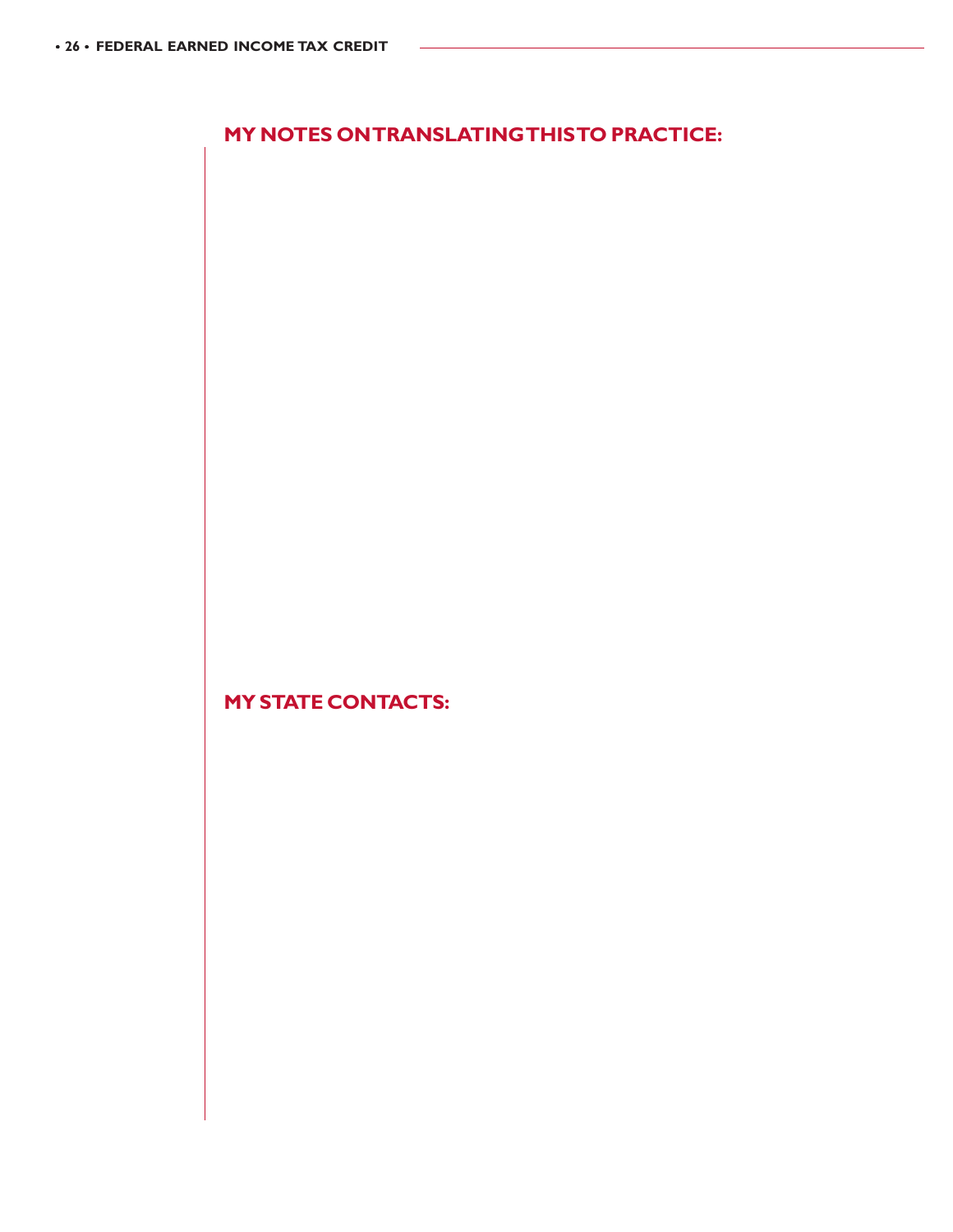## MY NOTES ON TRANSLATING THIS TO PRACTICE:

## MY STATE CONTACTS: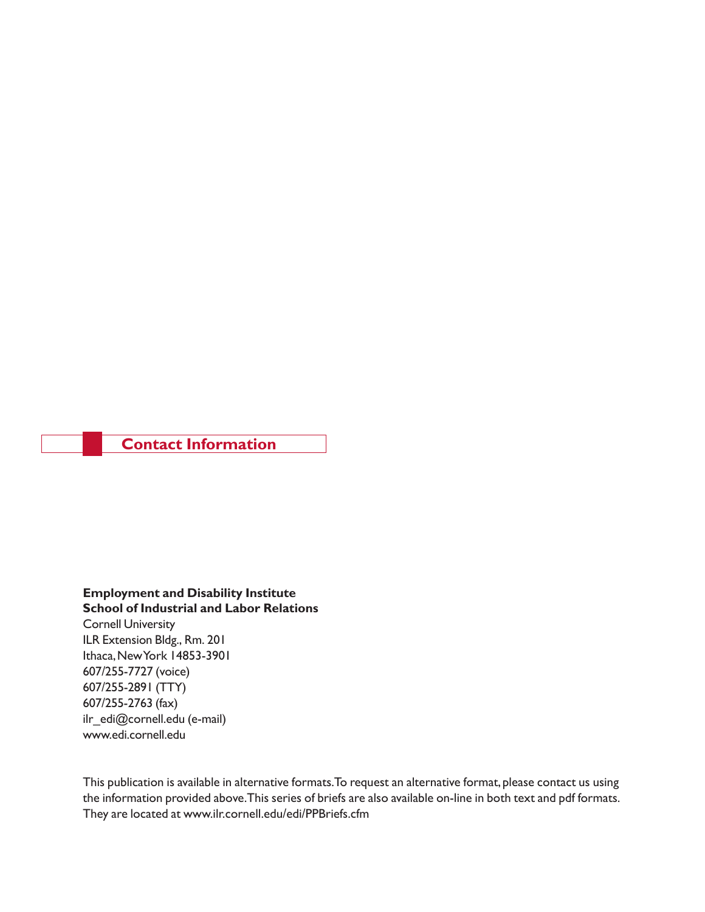## Contact Information

**Employment and Disability Institute**
**School of Industrial and Labor Relations**
Cornell University
ILR Extension Bldg., Rm. 201
Ithaca, New York 14853-3901
607/255-7727 (voice)
607/255-2891 (TTY)
607/255-2763 (fax)
ilr_edi@cornell.edu (e-mail)
www.edi.cornell.edu

This publication is available in alternative formats. To request an alternative format, please contact us using the information provided above. This series of briefs are also available on-line in both text and pdf formats. They are located at www.ilr.cornell.edu/edi/PPBriefs.cfm